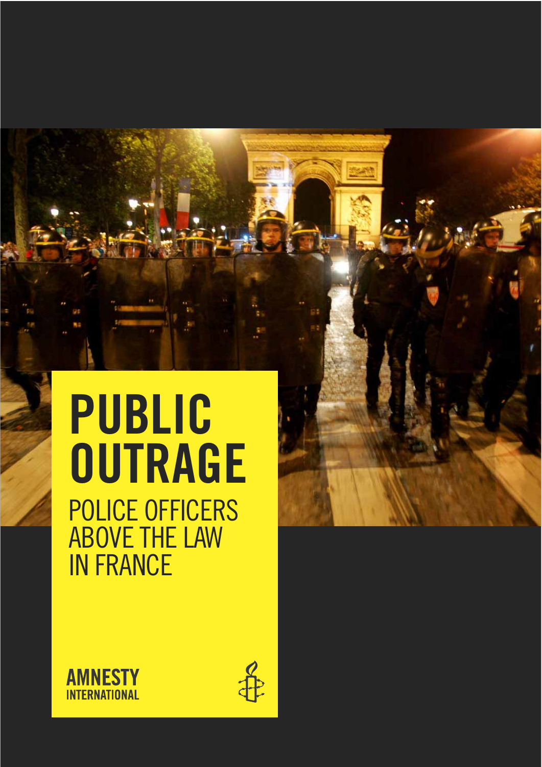# PUBLIC OUTRAGE

## POLICE OFFICERS ABOVE THE LAW IN FRANCE

AMNESTY INTERNATIONAL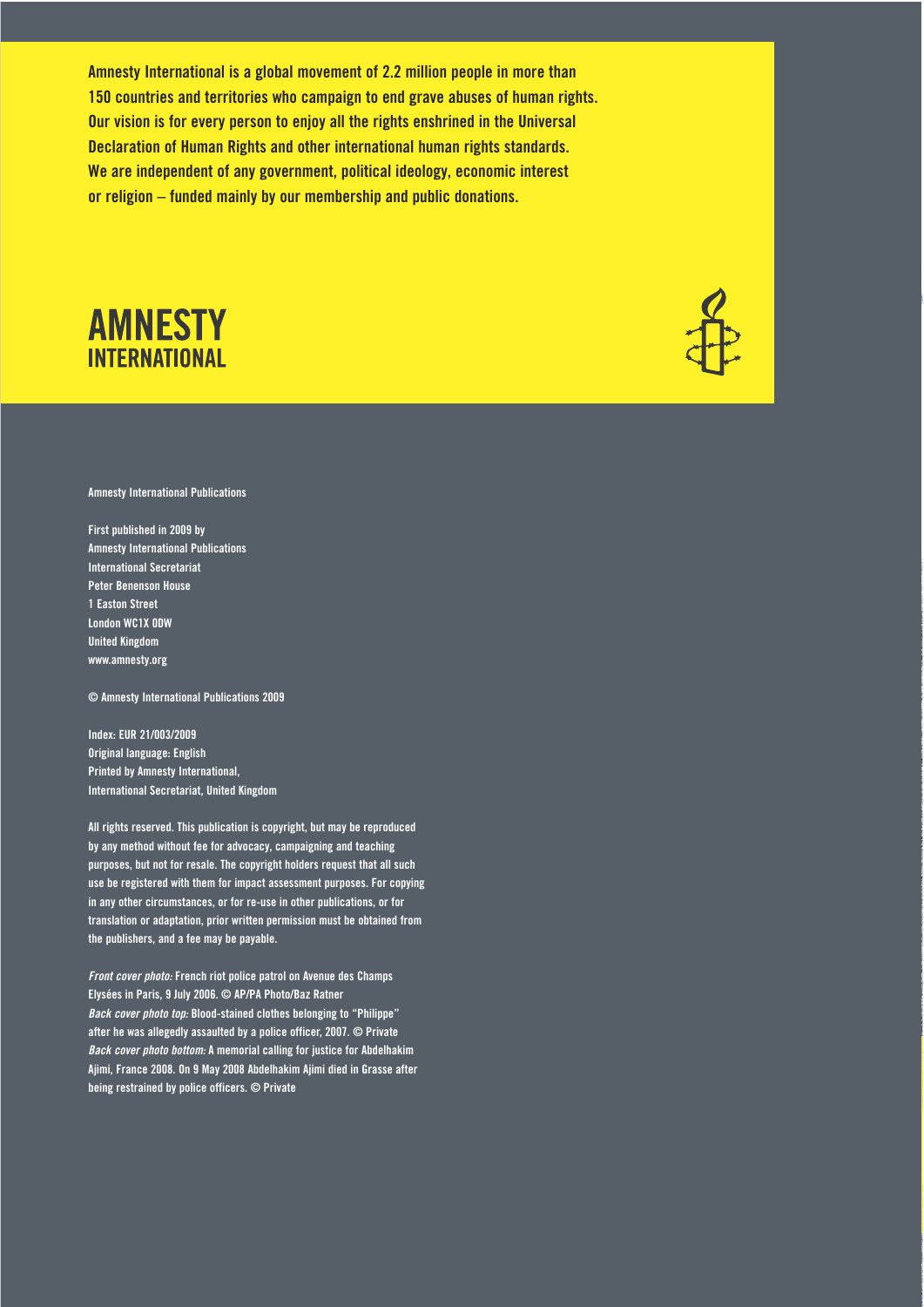**Amnesty International is a global movement of 2.2 million people in more than 150 countries and territories who campaign to end grave abuses of human rights. Our vision is for every person to enjoy all the rights enshrined in the Universal Declaration of Human Rights and other international human rights standards. We are independent of any government, political ideology, economic interest or religion – funded mainly by our membership and public donations.**

**AMNESTY INTERNATIONAL**

Amnesty International Publications

First published in 2009 by
Amnesty International Publications
International Secretariat
Peter Benenson House
1 Easton Street
London WC1X 0DW
United Kingdom
www.amnesty.org

© Amnesty International Publications 2009

Index: EUR 21/003/2009
Original language: English
Printed by Amnesty International,
International Secretariat, United Kingdom

All rights reserved. This publication is copyright, but may be reproduced by any method without fee for advocacy, campaigning and teaching purposes, but not for resale. The copyright holders request that all such use be registered with them for impact assessment purposes. For copying in any other circumstances, or for re-use in other publications, or for translation or adaptation, prior written permission must be obtained from the publishers, and a fee may be payable.

*Front cover photo:* French riot police patrol on Avenue des Champs Elysées in Paris, 9 July 2006. © AP/PA Photo/Baz Ratner
*Back cover photo top:* Blood-stained clothes belonging to "Philippe" after he was allegedly assaulted by a police officer, 2007. © Private
*Back cover photo bottom:* A memorial calling for justice for Abdelhakim Ajimi, France 2008. On 9 May 2008 Abdelhakim Ajimi died in Grasse after being restrained by police officers. © Private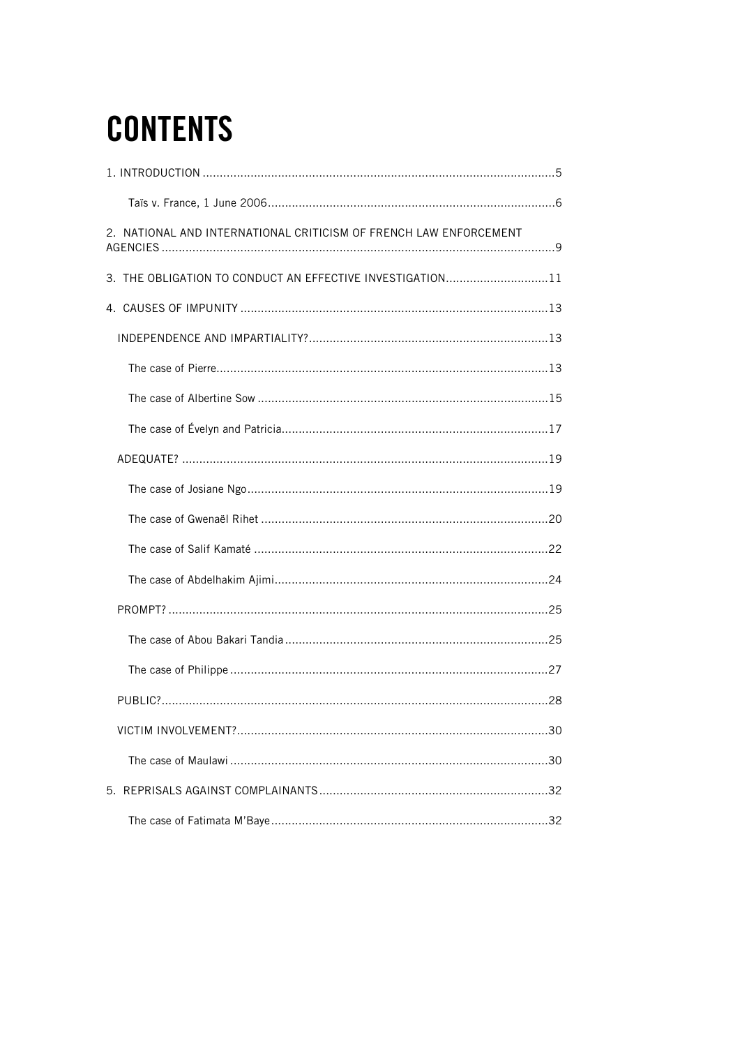# CONTENTS

1. INTRODUCTION ..................................................................................................5

    Taïs v. France, 1 June 2006..................................................................................6

2. NATIONAL AND INTERNATIONAL CRITICISM OF FRENCH LAW ENFORCEMENT AGENCIES ..................................................................................................................9

3. THE OBLIGATION TO CONDUCT AN EFFECTIVE INVESTIGATION..............................11

4. CAUSES OF IMPUNITY .........................................................................................13

  INDEPENDENCE AND IMPARTIALITY?.....................................................................13

    The case of Pierre...............................................................................................13

    The case of Albertine Sow ....................................................................................15

    The case of Évelyn and Patricia.............................................................................17

  ADEQUATE? .........................................................................................................19

    The case of Josiane Ngo.......................................................................................19

    The case of Gwenaël Rihet ...................................................................................20

    The case of Salif Kamaté .....................................................................................22

    The case of Abdelhakim Ajimi...............................................................................24

  PROMPT? .............................................................................................................25

    The case of Abou Bakari Tandia ............................................................................25

    The case of Philippe ............................................................................................27

  PUBLIC?...............................................................................................................28

  VICTIM INVOLVEMENT?..........................................................................................30

    The case of Maulawi ............................................................................................30

5. REPRISALS AGAINST COMPLAINANTS ...................................................................32

    The case of Fatimata M'Baye................................................................................32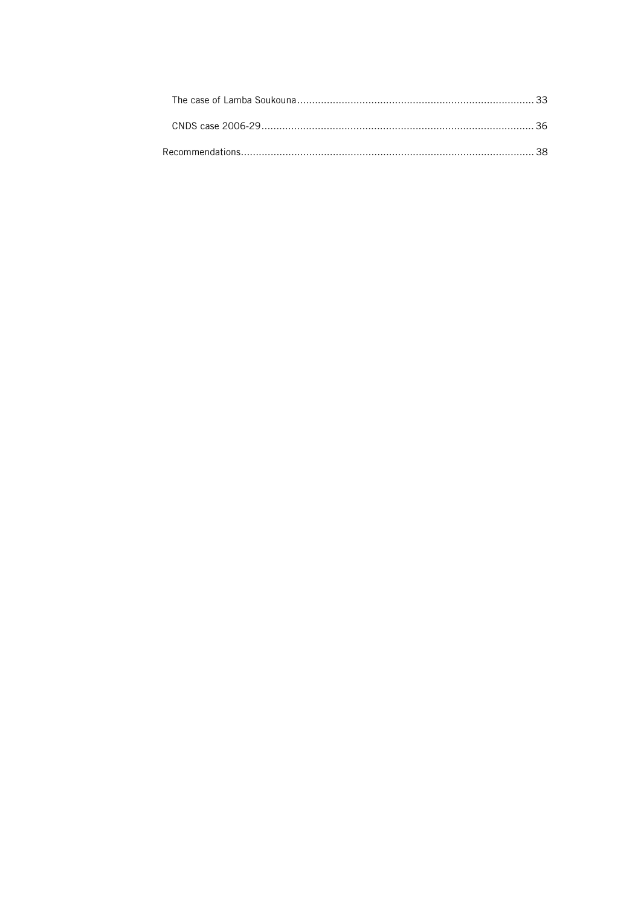The case of Lamba Soukouna ................................................................................ 33

CNDS case 2006-29 ............................................................................................ 36

Recommendations .................................................................................................. 38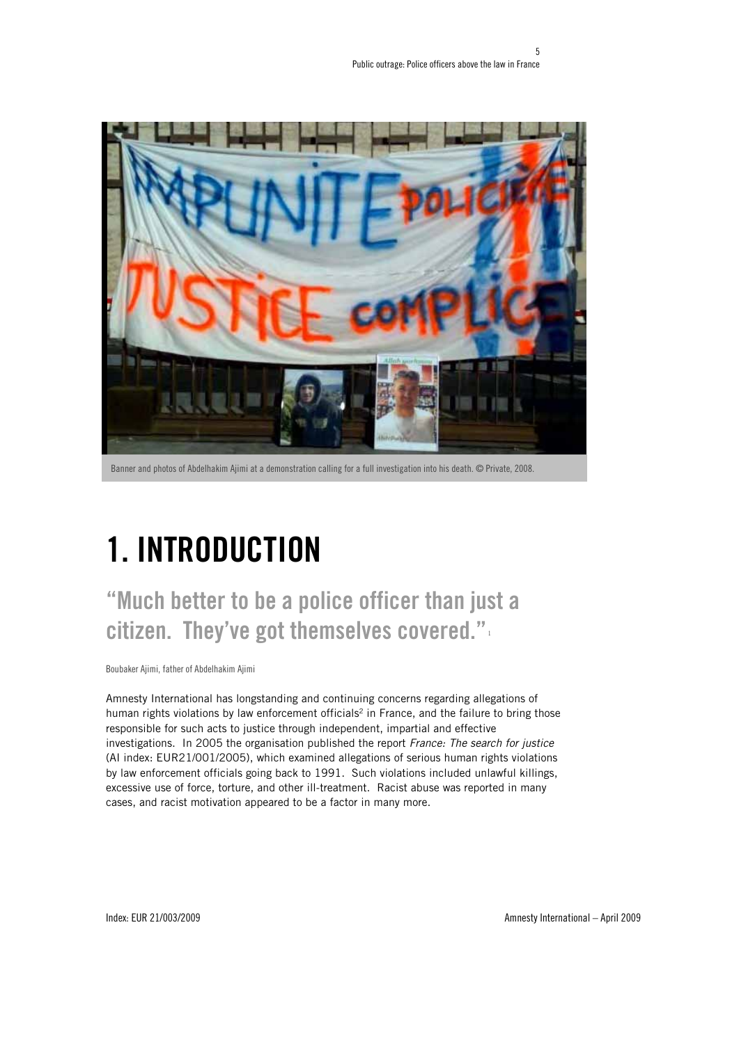Banner and photos of Abdelhakim Ajimi at a demonstration calling for a full investigation into his death. © Private, 2008.

# 1. INTRODUCTION

## "Much better to be a police officer than just a citizen. They've got themselves covered."[1]

Boubaker Ajimi, father of Abdelhakim Ajimi

Amnesty International has longstanding and continuing concerns regarding allegations of human rights violations by law enforcement officials[2] in France, and the failure to bring those responsible for such acts to justice through independent, impartial and effective investigations. In 2005 the organisation published the report *France: The search for justice* (AI index: EUR21/001/2005), which examined allegations of serious human rights violations by law enforcement officials going back to 1991. Such violations included unlawful killings, excessive use of force, torture, and other ill-treatment. Racist abuse was reported in many cases, and racist motivation appeared to be a factor in many more.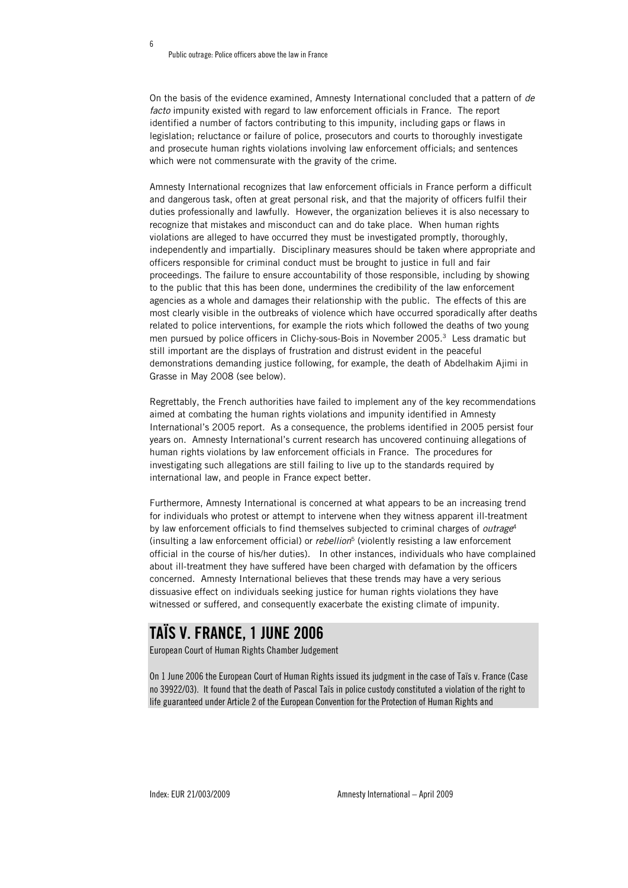On the basis of the evidence examined, Amnesty International concluded that a pattern of *de facto* impunity existed with regard to law enforcement officials in France. The report identified a number of factors contributing to this impunity, including gaps or flaws in legislation; reluctance or failure of police, prosecutors and courts to thoroughly investigate and prosecute human rights violations involving law enforcement officials; and sentences which were not commensurate with the gravity of the crime.

Amnesty International recognizes that law enforcement officials in France perform a difficult and dangerous task, often at great personal risk, and that the majority of officers fulfil their duties professionally and lawfully. However, the organization believes it is also necessary to recognize that mistakes and misconduct can and do take place. When human rights violations are alleged to have occurred they must be investigated promptly, thoroughly, independently and impartially. Disciplinary measures should be taken where appropriate and officers responsible for criminal conduct must be brought to justice in full and fair proceedings. The failure to ensure accountability of those responsible, including by showing to the public that this has been done, undermines the credibility of the law enforcement agencies as a whole and damages their relationship with the public. The effects of this are most clearly visible in the outbreaks of violence which have occurred sporadically after deaths related to police interventions, for example the riots which followed the deaths of two young men pursued by police officers in Clichy-sous-Bois in November 2005.[3] Less dramatic but still important are the displays of frustration and distrust evident in the peaceful demonstrations demanding justice following, for example, the death of Abdelhakim Ajimi in Grasse in May 2008 (see below).

Regrettably, the French authorities have failed to implement any of the key recommendations aimed at combating the human rights violations and impunity identified in Amnesty International's 2005 report. As a consequence, the problems identified in 2005 persist four years on. Amnesty International's current research has uncovered continuing allegations of human rights violations by law enforcement officials in France. The procedures for investigating such allegations are still failing to live up to the standards required by international law, and people in France expect better.

Furthermore, Amnesty International is concerned at what appears to be an increasing trend for individuals who protest or attempt to intervene when they witness apparent ill-treatment by law enforcement officials to find themselves subjected to criminal charges of *outrage*[4] (insulting a law enforcement official) or *rebellion*[5] (violently resisting a law enforcement official in the course of his/her duties). In other instances, individuals who have complained about ill-treatment they have suffered have been charged with defamation by the officers concerned. Amnesty International believes that these trends may have a very serious dissuasive effect on individuals seeking justice for human rights violations they have witnessed or suffered, and consequently exacerbate the existing climate of impunity.

## TAÏS V. FRANCE, 1 JUNE 2006

European Court of Human Rights Chamber Judgement

On 1 June 2006 the European Court of Human Rights issued its judgment in the case of Taïs v. France (Case no 39922/03). It found that the death of Pascal Taïs in police custody constituted a violation of the right to life guaranteed under Article 2 of the European Convention for the Protection of Human Rights and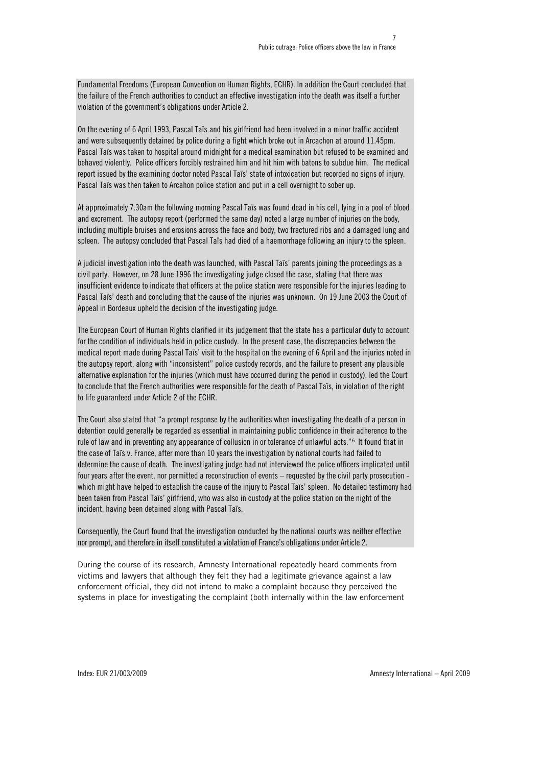Fundamental Freedoms (European Convention on Human Rights, ECHR). In addition the Court concluded that the failure of the French authorities to conduct an effective investigation into the death was itself a further violation of the government's obligations under Article 2.

On the evening of 6 April 1993, Pascal Taïs and his girlfriend had been involved in a minor traffic accident and were subsequently detained by police during a fight which broke out in Arcachon at around 11.45pm. Pascal Taïs was taken to hospital around midnight for a medical examination but refused to be examined and behaved violently. Police officers forcibly restrained him and hit him with batons to subdue him. The medical report issued by the examining doctor noted Pascal Taïs' state of intoxication but recorded no signs of injury. Pascal Taïs was then taken to Arcahon police station and put in a cell overnight to sober up.

At approximately 7.30am the following morning Pascal Taïs was found dead in his cell, lying in a pool of blood and excrement. The autopsy report (performed the same day) noted a large number of injuries on the body, including multiple bruises and erosions across the face and body, two fractured ribs and a damaged lung and spleen. The autopsy concluded that Pascal Taïs had died of a haemorrhage following an injury to the spleen.

A judicial investigation into the death was launched, with Pascal Taïs' parents joining the proceedings as a civil party. However, on 28 June 1996 the investigating judge closed the case, stating that there was insufficient evidence to indicate that officers at the police station were responsible for the injuries leading to Pascal Taïs' death and concluding that the cause of the injuries was unknown. On 19 June 2003 the Court of Appeal in Bordeaux upheld the decision of the investigating judge.

The European Court of Human Rights clarified in its judgement that the state has a particular duty to account for the condition of individuals held in police custody. In the present case, the discrepancies between the medical report made during Pascal Taïs' visit to the hospital on the evening of 6 April and the injuries noted in the autopsy report, along with "inconsistent" police custody records, and the failure to present any plausible alternative explanation for the injuries (which must have occurred during the period in custody), led the Court to conclude that the French authorities were responsible for the death of Pascal Taïs, in violation of the right to life guaranteed under Article 2 of the ECHR.

The Court also stated that "a prompt response by the authorities when investigating the death of a person in detention could generally be regarded as essential in maintaining public confidence in their adherence to the rule of law and in preventing any appearance of collusion in or tolerance of unlawful acts."[6] It found that in the case of Taïs v. France, after more than 10 years the investigation by national courts had failed to determine the cause of death. The investigating judge had not interviewed the police officers implicated until four years after the event, nor permitted a reconstruction of events – requested by the civil party prosecution - which might have helped to establish the cause of the injury to Pascal Taïs' spleen. No detailed testimony had been taken from Pascal Taïs' girlfriend, who was also in custody at the police station on the night of the incident, having been detained along with Pascal Taïs.

Consequently, the Court found that the investigation conducted by the national courts was neither effective nor prompt, and therefore in itself constituted a violation of France's obligations under Article 2.

During the course of its research, Amnesty International repeatedly heard comments from victims and lawyers that although they felt they had a legitimate grievance against a law enforcement official, they did not intend to make a complaint because they perceived the systems in place for investigating the complaint (both internally within the law enforcement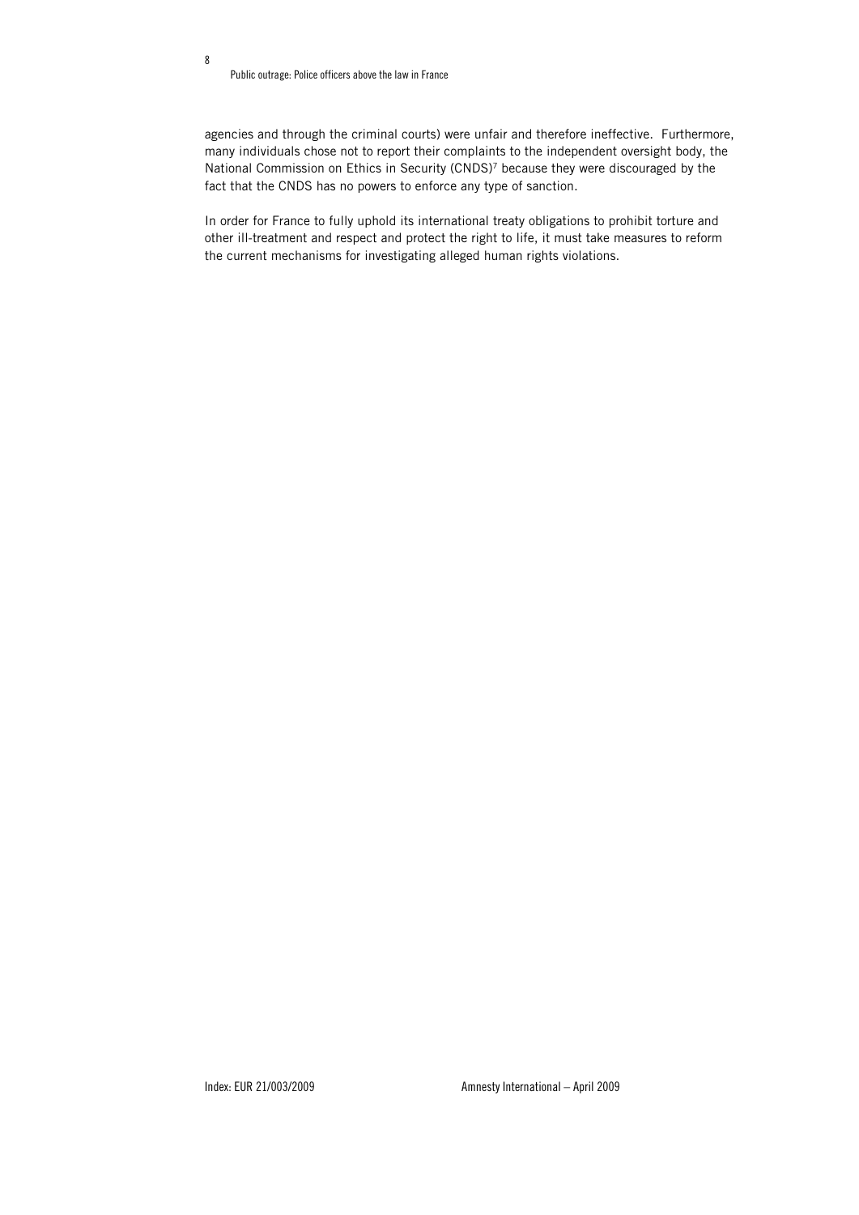agencies and through the criminal courts) were unfair and therefore ineffective. Furthermore, many individuals chose not to report their complaints to the independent oversight body, the National Commission on Ethics in Security (CNDS)[7] because they were discouraged by the fact that the CNDS has no powers to enforce any type of sanction.

In order for France to fully uphold its international treaty obligations to prohibit torture and other ill-treatment and respect and protect the right to life, it must take measures to reform the current mechanisms for investigating alleged human rights violations.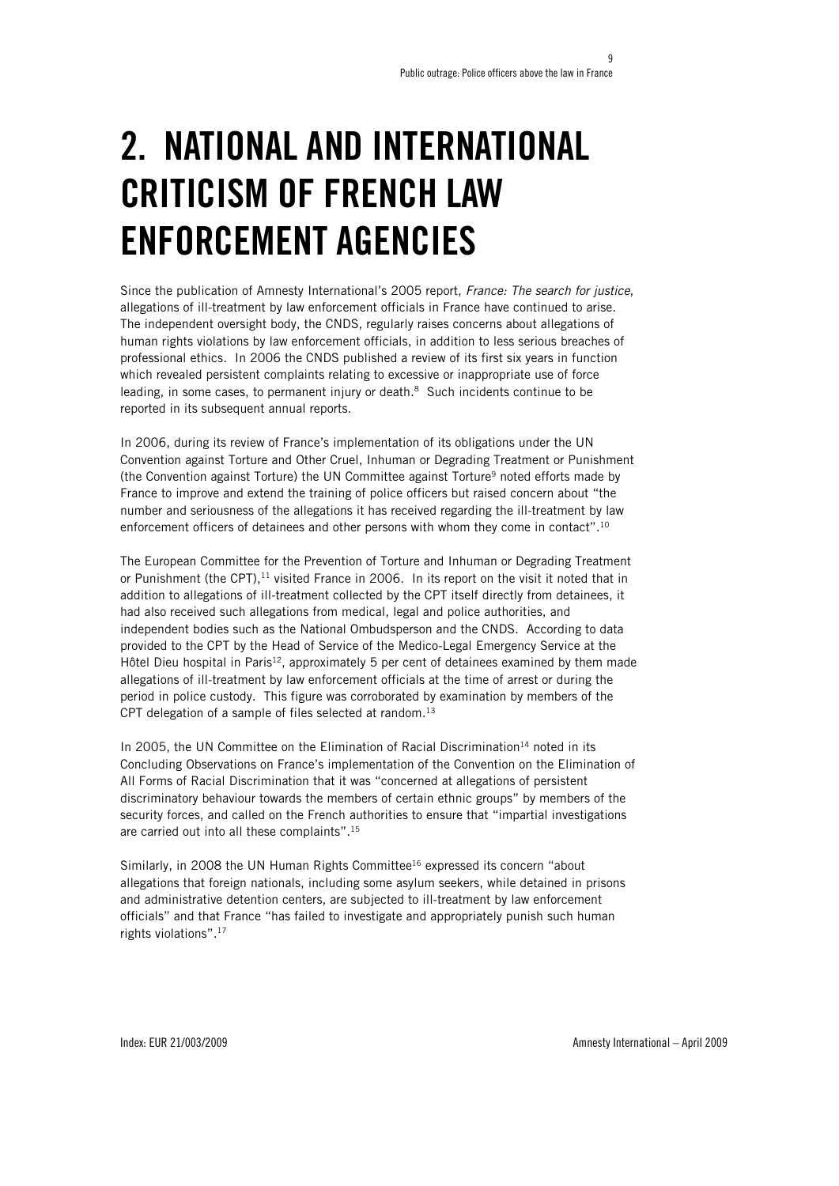# 2. NATIONAL AND INTERNATIONAL CRITICISM OF FRENCH LAW ENFORCEMENT AGENCIES

Since the publication of Amnesty International's 2005 report, *France: The search for justice*, allegations of ill-treatment by law enforcement officials in France have continued to arise. The independent oversight body, the CNDS, regularly raises concerns about allegations of human rights violations by law enforcement officials, in addition to less serious breaches of professional ethics. In 2006 the CNDS published a review of its first six years in function which revealed persistent complaints relating to excessive or inappropriate use of force leading, in some cases, to permanent injury or death.[8] Such incidents continue to be reported in its subsequent annual reports.

In 2006, during its review of France's implementation of its obligations under the UN Convention against Torture and Other Cruel, Inhuman or Degrading Treatment or Punishment (the Convention against Torture) the UN Committee against Torture[9] noted efforts made by France to improve and extend the training of police officers but raised concern about "the number and seriousness of the allegations it has received regarding the ill-treatment by law enforcement officers of detainees and other persons with whom they come in contact".[10]

The European Committee for the Prevention of Torture and Inhuman or Degrading Treatment or Punishment (the CPT),[11] visited France in 2006. In its report on the visit it noted that in addition to allegations of ill-treatment collected by the CPT itself directly from detainees, it had also received such allegations from medical, legal and police authorities, and independent bodies such as the National Ombudsperson and the CNDS. According to data provided to the CPT by the Head of Service of the Medico-Legal Emergency Service at the Hôtel Dieu hospital in Paris[12], approximately 5 per cent of detainees examined by them made allegations of ill-treatment by law enforcement officials at the time of arrest or during the period in police custody. This figure was corroborated by examination by members of the CPT delegation of a sample of files selected at random.[13]

In 2005, the UN Committee on the Elimination of Racial Discrimination[14] noted in its Concluding Observations on France's implementation of the Convention on the Elimination of All Forms of Racial Discrimination that it was "concerned at allegations of persistent discriminatory behaviour towards the members of certain ethnic groups" by members of the security forces, and called on the French authorities to ensure that "impartial investigations are carried out into all these complaints".[15]

Similarly, in 2008 the UN Human Rights Committee[16] expressed its concern "about allegations that foreign nationals, including some asylum seekers, while detained in prisons and administrative detention centers, are subjected to ill-treatment by law enforcement officials" and that France "has failed to investigate and appropriately punish such human rights violations".[17]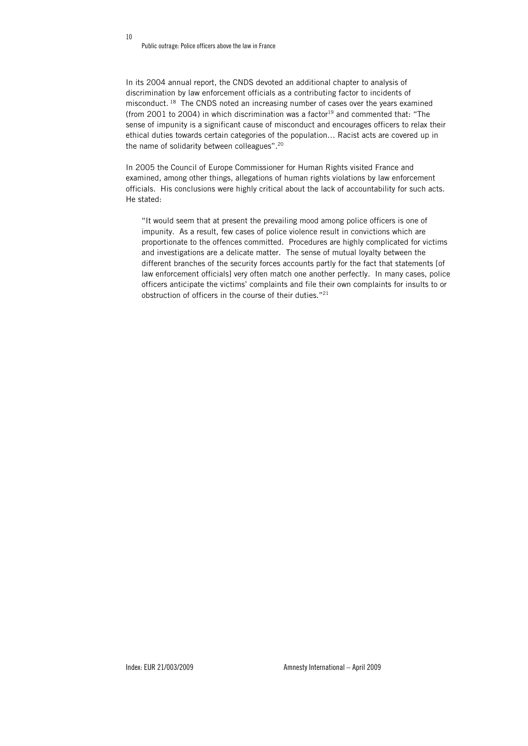In its 2004 annual report, the CNDS devoted an additional chapter to analysis of discrimination by law enforcement officials as a contributing factor to incidents of misconduct.[18] The CNDS noted an increasing number of cases over the years examined (from 2001 to 2004) in which discrimination was a factor[19] and commented that: "The sense of impunity is a significant cause of misconduct and encourages officers to relax their ethical duties towards certain categories of the population… Racist acts are covered up in the name of solidarity between colleagues".[20]

In 2005 the Council of Europe Commissioner for Human Rights visited France and examined, among other things, allegations of human rights violations by law enforcement officials. His conclusions were highly critical about the lack of accountability for such acts. He stated:

> "It would seem that at present the prevailing mood among police officers is one of impunity. As a result, few cases of police violence result in convictions which are proportionate to the offences committed. Procedures are highly complicated for victims and investigations are a delicate matter. The sense of mutual loyalty between the different branches of the security forces accounts partly for the fact that statements [of law enforcement officials] very often match one another perfectly. In many cases, police officers anticipate the victims' complaints and file their own complaints for insults to or obstruction of officers in the course of their duties."[21]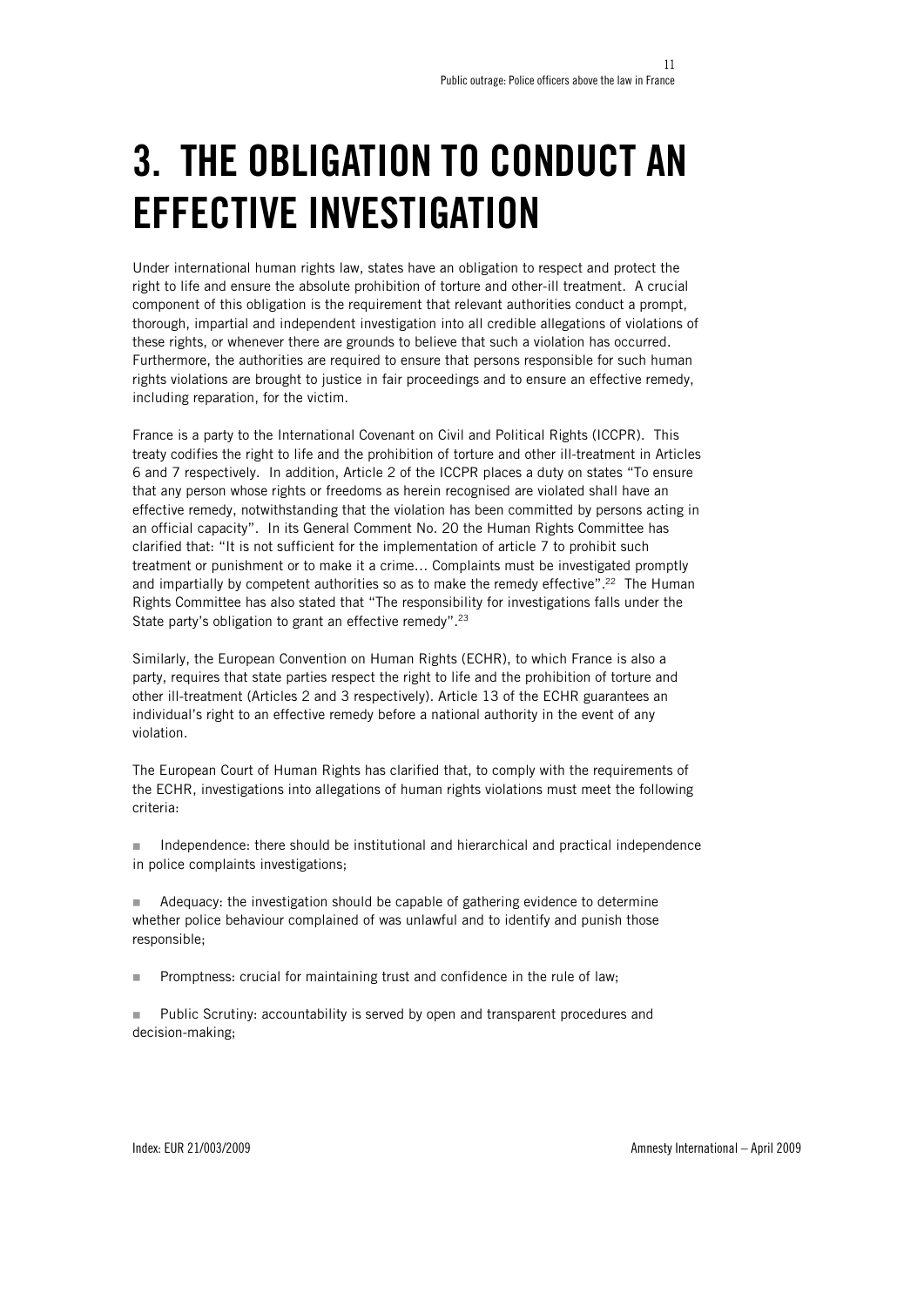// Starting transcription of page 11.
# 3. THE OBLIGATION TO CONDUCT AN EFFECTIVE INVESTIGATION

Under international human rights law, states have an obligation to respect and protect the right to life and ensure the absolute prohibition of torture and other-ill treatment. A crucial component of this obligation is the requirement that relevant authorities conduct a prompt, thorough, impartial and independent investigation into all credible allegations of violations of these rights, or whenever there are grounds to believe that such a violation has occurred. Furthermore, the authorities are required to ensure that persons responsible for such human rights violations are brought to justice in fair proceedings and to ensure an effective remedy, including reparation, for the victim.

France is a party to the International Covenant on Civil and Political Rights (ICCPR). This treaty codifies the right to life and the prohibition of torture and other ill-treatment in Articles 6 and 7 respectively. In addition, Article 2 of the ICCPR places a duty on states "To ensure that any person whose rights or freedoms as herein recognised are violated shall have an effective remedy, notwithstanding that the violation has been committed by persons acting in an official capacity". In its General Comment No. 20 the Human Rights Committee has clarified that: "It is not sufficient for the implementation of article 7 to prohibit such treatment or punishment or to make it a crime… Complaints must be investigated promptly and impartially by competent authorities so as to make the remedy effective".[22] The Human Rights Committee has also stated that "The responsibility for investigations falls under the State party's obligation to grant an effective remedy".[23]

Similarly, the European Convention on Human Rights (ECHR), to which France is also a party, requires that state parties respect the right to life and the prohibition of torture and other ill-treatment (Articles 2 and 3 respectively). Article 13 of the ECHR guarantees an individual's right to an effective remedy before a national authority in the event of any violation.

The European Court of Human Rights has clarified that, to comply with the requirements of the ECHR, investigations into allegations of human rights violations must meet the following criteria:

- Independence: there should be institutional and hierarchical and practical independence in police complaints investigations;

- Adequacy: the investigation should be capable of gathering evidence to determine whether police behaviour complained of was unlawful and to identify and punish those responsible;

- Promptness: crucial for maintaining trust and confidence in the rule of law;

- Public Scrutiny: accountability is served by open and transparent procedures and decision-making;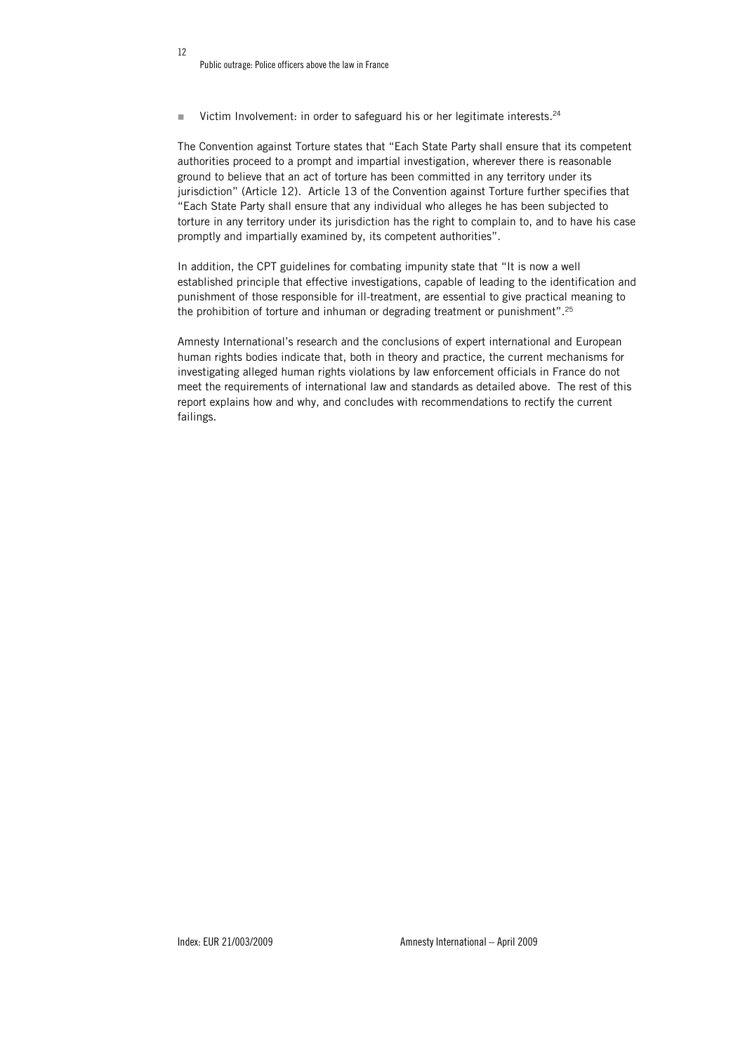- Victim Involvement: in order to safeguard his or her legitimate interests.[24]

The Convention against Torture states that "Each State Party shall ensure that its competent authorities proceed to a prompt and impartial investigation, wherever there is reasonable ground to believe that an act of torture has been committed in any territory under its jurisdiction" (Article 12). Article 13 of the Convention against Torture further specifies that "Each State Party shall ensure that any individual who alleges he has been subjected to torture in any territory under its jurisdiction has the right to complain to, and to have his case promptly and impartially examined by, its competent authorities".

In addition, the CPT guidelines for combating impunity state that "It is now a well established principle that effective investigations, capable of leading to the identification and punishment of those responsible for ill-treatment, are essential to give practical meaning to the prohibition of torture and inhuman or degrading treatment or punishment".[25]

Amnesty International's research and the conclusions of expert international and European human rights bodies indicate that, both in theory and practice, the current mechanisms for investigating alleged human rights violations by law enforcement officials in France do not meet the requirements of international law and standards as detailed above. The rest of this report explains how and why, and concludes with recommendations to rectify the current failings.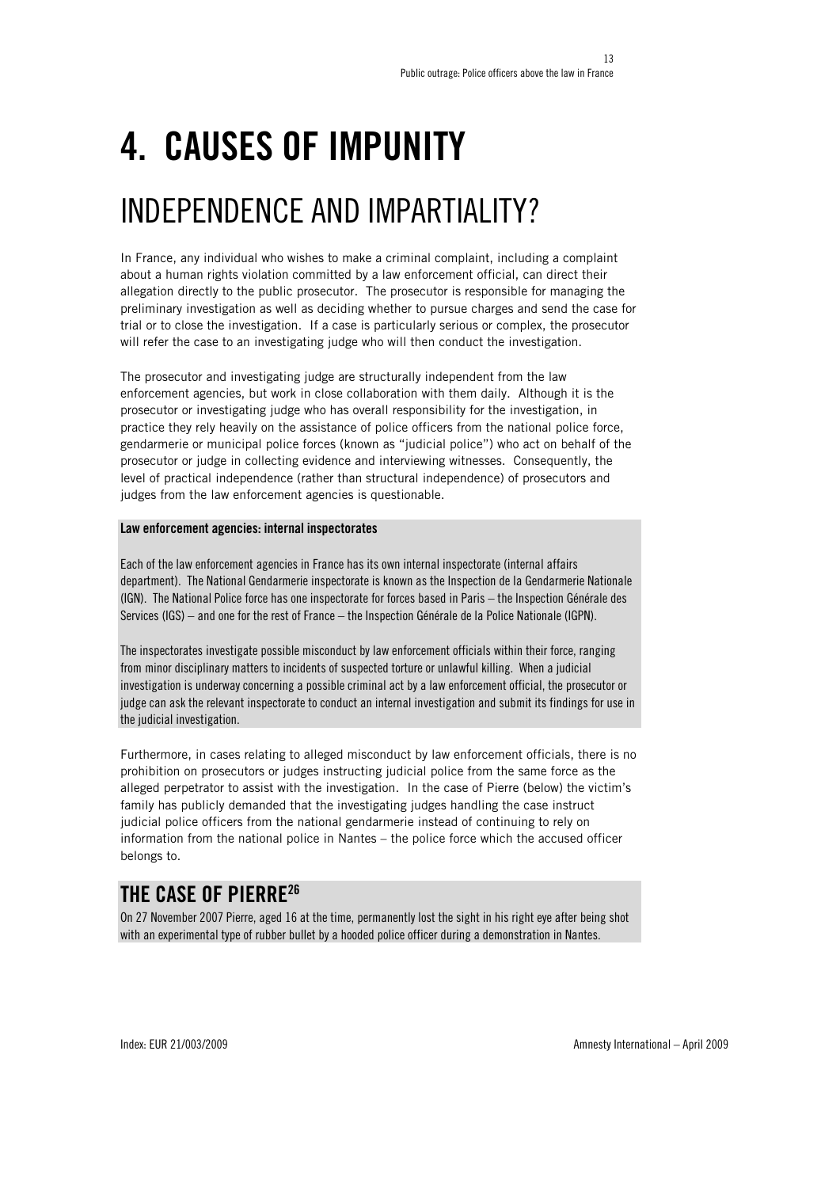# 4. CAUSES OF IMPUNITY

## INDEPENDENCE AND IMPARTIALITY?

In France, any individual who wishes to make a criminal complaint, including a complaint about a human rights violation committed by a law enforcement official, can direct their allegation directly to the public prosecutor. The prosecutor is responsible for managing the preliminary investigation as well as deciding whether to pursue charges and send the case for trial or to close the investigation. If a case is particularly serious or complex, the prosecutor will refer the case to an investigating judge who will then conduct the investigation.

The prosecutor and investigating judge are structurally independent from the law enforcement agencies, but work in close collaboration with them daily. Although it is the prosecutor or investigating judge who has overall responsibility for the investigation, in practice they rely heavily on the assistance of police officers from the national police force, gendarmerie or municipal police forces (known as "judicial police") who act on behalf of the prosecutor or judge in collecting evidence and interviewing witnesses. Consequently, the level of practical independence (rather than structural independence) of prosecutors and judges from the law enforcement agencies is questionable.

**Law enforcement agencies: internal inspectorates**

Each of the law enforcement agencies in France has its own internal inspectorate (internal affairs department). The National Gendarmerie inspectorate is known as the Inspection de la Gendarmerie Nationale (IGN). The National Police force has one inspectorate for forces based in Paris – the Inspection Générale des Services (IGS) – and one for the rest of France – the Inspection Générale de la Police Nationale (IGPN).

The inspectorates investigate possible misconduct by law enforcement officials within their force, ranging from minor disciplinary matters to incidents of suspected torture or unlawful killing. When a judicial investigation is underway concerning a possible criminal act by a law enforcement official, the prosecutor or judge can ask the relevant inspectorate to conduct an internal investigation and submit its findings for use in the judicial investigation.

Furthermore, in cases relating to alleged misconduct by law enforcement officials, there is no prohibition on prosecutors or judges instructing judicial police from the same force as the alleged perpetrator to assist with the investigation. In the case of Pierre (below) the victim's family has publicly demanded that the investigating judges handling the case instruct judicial police officers from the national gendarmerie instead of continuing to rely on information from the national police in Nantes – the police force which the accused officer belongs to.

### THE CASE OF PIERRE[26]

On 27 November 2007 Pierre, aged 16 at the time, permanently lost the sight in his right eye after being shot with an experimental type of rubber bullet by a hooded police officer during a demonstration in Nantes.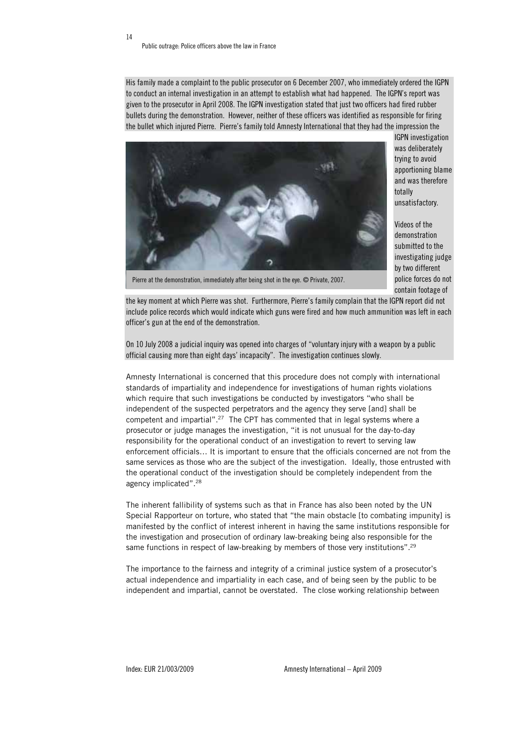His family made a complaint to the public prosecutor on 6 December 2007, who immediately ordered the IGPN to conduct an internal investigation in an attempt to establish what had happened. The IGPN's report was given to the prosecutor in April 2008. The IGPN investigation stated that just two officers had fired rubber bullets during the demonstration. However, neither of these officers was identified as responsible for firing the bullet which injured Pierre. Pierre's family told Amnesty International that they had the impression the IGPN investigation was deliberately trying to avoid apportioning blame and was therefore totally unsatisfactory.

Pierre at the demonstration, immediately after being shot in the eye. © Private, 2007.

Videos of the demonstration submitted to the investigating judge by two different police forces do not contain footage of the key moment at which Pierre was shot. Furthermore, Pierre's family complain that the IGPN report did not include police records which would indicate which guns were fired and how much ammunition was left in each officer's gun at the end of the demonstration.

On 10 July 2008 a judicial inquiry was opened into charges of "voluntary injury with a weapon by a public official causing more than eight days' incapacity". The investigation continues slowly.

Amnesty International is concerned that this procedure does not comply with international standards of impartiality and independence for investigations of human rights violations which require that such investigations be conducted by investigators "who shall be independent of the suspected perpetrators and the agency they serve [and] shall be competent and impartial".[27] The CPT has commented that in legal systems where a prosecutor or judge manages the investigation, "it is not unusual for the day-to-day responsibility for the operational conduct of an investigation to revert to serving law enforcement officials… It is important to ensure that the officials concerned are not from the same services as those who are the subject of the investigation. Ideally, those entrusted with the operational conduct of the investigation should be completely independent from the agency implicated".[28]

The inherent fallibility of systems such as that in France has also been noted by the UN Special Rapporteur on torture, who stated that "the main obstacle [to combating impunity] is manifested by the conflict of interest inherent in having the same institutions responsible for the investigation and prosecution of ordinary law-breaking being also responsible for the same functions in respect of law-breaking by members of those very institutions".[29]

The importance to the fairness and integrity of a criminal justice system of a prosecutor's actual independence and impartiality in each case, and of being seen by the public to be independent and impartial, cannot be overstated. The close working relationship between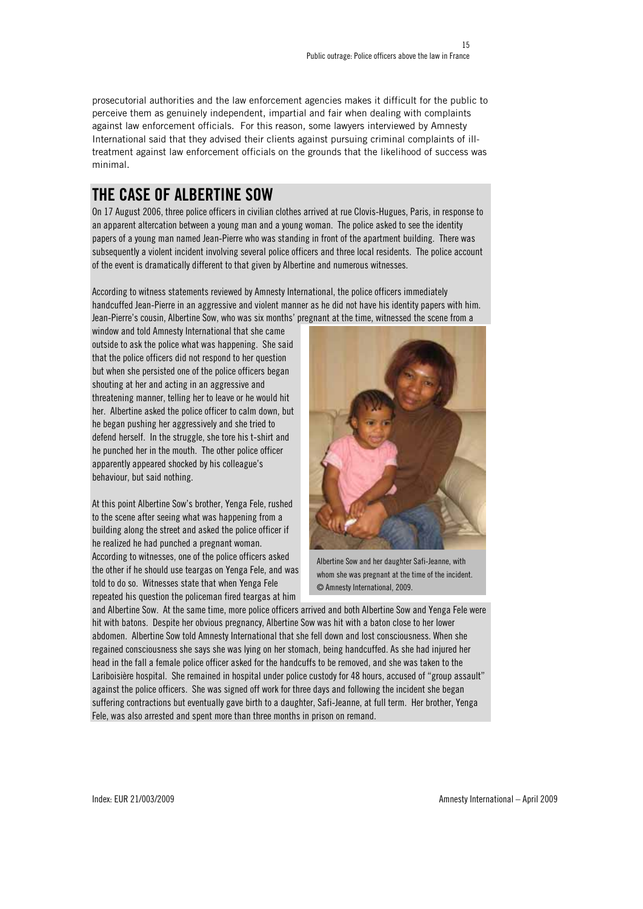prosecutorial authorities and the law enforcement agencies makes it difficult for the public to perceive them as genuinely independent, impartial and fair when dealing with complaints against law enforcement officials. For this reason, some lawyers interviewed by Amnesty International said that they advised their clients against pursuing criminal complaints of ill-treatment against law enforcement officials on the grounds that the likelihood of success was minimal.

## THE CASE OF ALBERTINE SOW

On 17 August 2006, three police officers in civilian clothes arrived at rue Clovis-Hugues, Paris, in response to an apparent altercation between a young man and a young woman. The police asked to see the identity papers of a young man named Jean-Pierre who was standing in front of the apartment building. There was subsequently a violent incident involving several police officers and three local residents. The police account of the event is dramatically different to that given by Albertine and numerous witnesses.

According to witness statements reviewed by Amnesty International, the police officers immediately handcuffed Jean-Pierre in an aggressive and violent manner as he did not have his identity papers with him. Jean-Pierre's cousin, Albertine Sow, who was six months' pregnant at the time, witnessed the scene from a window and told Amnesty International that she came outside to ask the police what was happening. She said that the police officers did not respond to her question but when she persisted one of the police officers began shouting at her and acting in an aggressive and threatening manner, telling her to leave or he would hit her. Albertine asked the police officer to calm down, but he began pushing her aggressively and she tried to defend herself. In the struggle, she tore his t-shirt and he punched her in the mouth. The other police officer apparently appeared shocked by his colleague's behaviour, but said nothing.

At this point Albertine Sow's brother, Yenga Fele, rushed to the scene after seeing what was happening from a building along the street and asked the police officer if he realized he had punched a pregnant woman. According to witnesses, one of the police officers asked the other if he should use teargas on Yenga Fele, and was told to do so. Witnesses state that when Yenga Fele repeated his question the policeman fired teargas at him and Albertine Sow. At the same time, more police officers arrived and both Albertine Sow and Yenga Fele were hit with batons. Despite her obvious pregnancy, Albertine Sow was hit with a baton close to her lower abdomen. Albertine Sow told Amnesty International that she fell down and lost consciousness. When she regained consciousness she says she was lying on her stomach, being handcuffed. As she had injured her head in the fall a female police officer asked for the handcuffs to be removed, and she was taken to the Lariboisière hospital. She remained in hospital under police custody for 48 hours, accused of "group assault" against the police officers. She was signed off work for three days and following the incident she began suffering contractions but eventually gave birth to a daughter, Safi-Jeanne, at full term. Her brother, Yenga Fele, was also arrested and spent more than three months in prison on remand.

Albertine Sow and her daughter Safi-Jeanne, with whom she was pregnant at the time of the incident. © Amnesty International, 2009.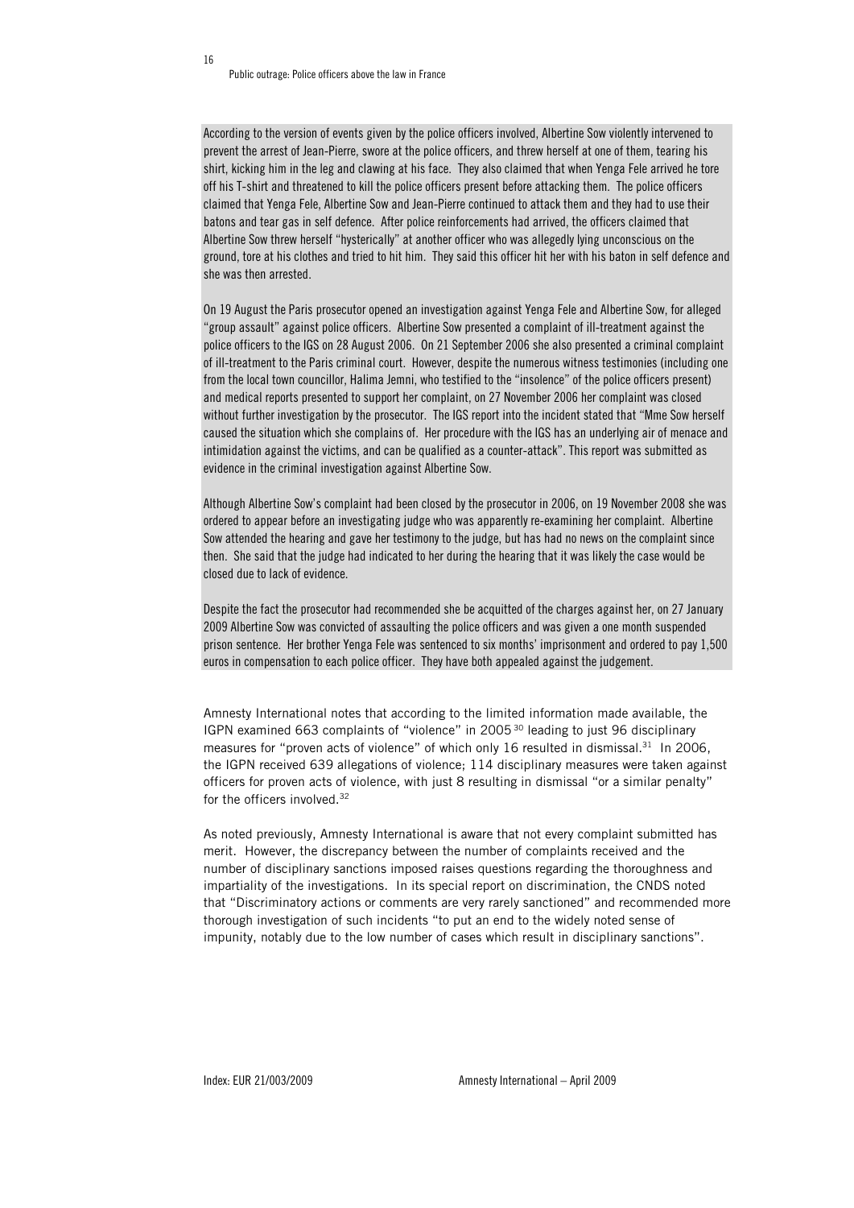According to the version of events given by the police officers involved, Albertine Sow violently intervened to prevent the arrest of Jean-Pierre, swore at the police officers, and threw herself at one of them, tearing his shirt, kicking him in the leg and clawing at his face. They also claimed that when Yenga Fele arrived he tore off his T-shirt and threatened to kill the police officers present before attacking them. The police officers claimed that Yenga Fele, Albertine Sow and Jean-Pierre continued to attack them and they had to use their batons and tear gas in self defence. After police reinforcements had arrived, the officers claimed that Albertine Sow threw herself "hysterically" at another officer who was allegedly lying unconscious on the ground, tore at his clothes and tried to hit him. They said this officer hit her with his baton in self defence and she was then arrested.

On 19 August the Paris prosecutor opened an investigation against Yenga Fele and Albertine Sow, for alleged "group assault" against police officers. Albertine Sow presented a complaint of ill-treatment against the police officers to the IGS on 28 August 2006. On 21 September 2006 she also presented a criminal complaint of ill-treatment to the Paris criminal court. However, despite the numerous witness testimonies (including one from the local town councillor, Halima Jemni, who testified to the "insolence" of the police officers present) and medical reports presented to support her complaint, on 27 November 2006 her complaint was closed without further investigation by the prosecutor. The IGS report into the incident stated that "Mme Sow herself caused the situation which she complains of. Her procedure with the IGS has an underlying air of menace and intimidation against the victims, and can be qualified as a counter-attack". This report was submitted as evidence in the criminal investigation against Albertine Sow.

Although Albertine Sow's complaint had been closed by the prosecutor in 2006, on 19 November 2008 she was ordered to appear before an investigating judge who was apparently re-examining her complaint. Albertine Sow attended the hearing and gave her testimony to the judge, but has had no news on the complaint since then. She said that the judge had indicated to her during the hearing that it was likely the case would be closed due to lack of evidence.

Despite the fact the prosecutor had recommended she be acquitted of the charges against her, on 27 January 2009 Albertine Sow was convicted of assaulting the police officers and was given a one month suspended prison sentence. Her brother Yenga Fele was sentenced to six months' imprisonment and ordered to pay 1,500 euros in compensation to each police officer. They have both appealed against the judgement.

Amnesty International notes that according to the limited information made available, the IGPN examined 663 complaints of "violence" in 2005 [30] leading to just 96 disciplinary measures for "proven acts of violence" of which only 16 resulted in dismissal.[31] In 2006, the IGPN received 639 allegations of violence; 114 disciplinary measures were taken against officers for proven acts of violence, with just 8 resulting in dismissal "or a similar penalty" for the officers involved.[32]

As noted previously, Amnesty International is aware that not every complaint submitted has merit. However, the discrepancy between the number of complaints received and the number of disciplinary sanctions imposed raises questions regarding the thoroughness and impartiality of the investigations. In its special report on discrimination, the CNDS noted that "Discriminatory actions or comments are very rarely sanctioned" and recommended more thorough investigation of such incidents "to put an end to the widely noted sense of impunity, notably due to the low number of cases which result in disciplinary sanctions".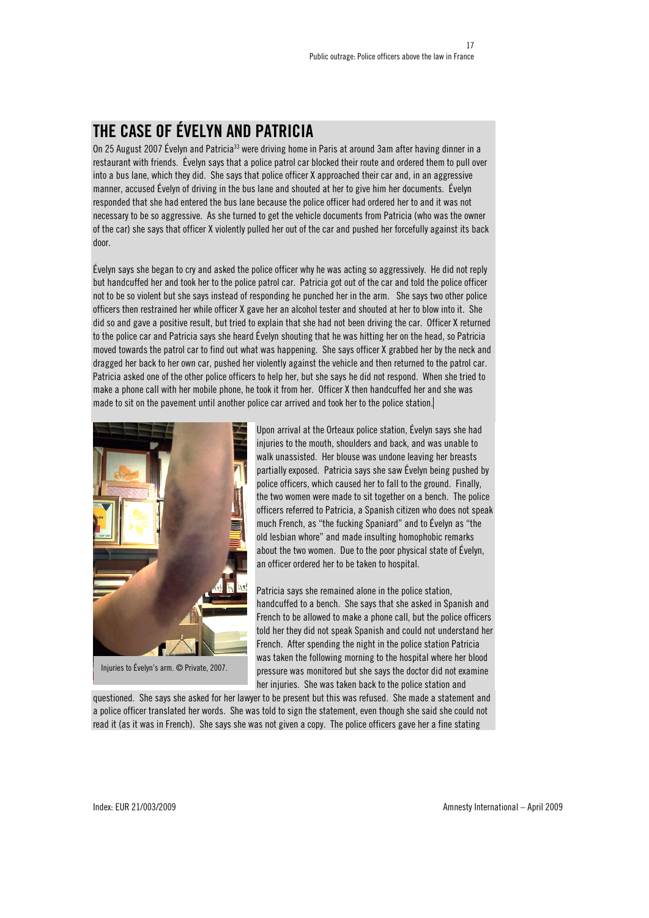## THE CASE OF ÉVELYN AND PATRICIA

On 25 August 2007 Évelyn and Patricia[33] were driving home in Paris at around 3am after having dinner in a restaurant with friends. Évelyn says that a police patrol car blocked their route and ordered them to pull over into a bus lane, which they did. She says that police officer X approached their car and, in an aggressive manner, accused Évelyn of driving in the bus lane and shouted at her to give him her documents. Évelyn responded that she had entered the bus lane because the police officer had ordered her to and it was not necessary to be so aggressive. As she turned to get the vehicle documents from Patricia (who was the owner of the car) she says that officer X violently pulled her out of the car and pushed her forcefully against its back door.

Évelyn says she began to cry and asked the police officer why he was acting so aggressively. He did not reply but handcuffed her and took her to the police patrol car. Patricia got out of the car and told the police officer not to be so violent but she says instead of responding he punched her in the arm. She says two other police officers then restrained her while officer X gave her an alcohol tester and shouted at her to blow into it. She did so and gave a positive result, but tried to explain that she had not been driving the car. Officer X returned to the police car and Patricia says she heard Évelyn shouting that he was hitting her on the head, so Patricia moved towards the patrol car to find out what was happening. She says officer X grabbed her by the neck and dragged her back to her own car, pushed her violently against the vehicle and then returned to the patrol car. Patricia asked one of the other police officers to help her, but she says he did not respond. When she tried to make a phone call with her mobile phone, he took it from her. Officer X then handcuffed her and she was made to sit on the pavement until another police car arrived and took her to the police station.

Injuries to Évelyn's arm. © Private, 2007.

Upon arrival at the Orteaux police station, Évelyn says she had injuries to the mouth, shoulders and back, and was unable to walk unassisted. Her blouse was undone leaving her breasts partially exposed. Patricia says she saw Évelyn being pushed by police officers, which caused her to fall to the ground. Finally, the two women were made to sit together on a bench. The police officers referred to Patricia, a Spanish citizen who does not speak much French, as "the fucking Spaniard" and to Évelyn as "the old lesbian whore" and made insulting homophobic remarks about the two women. Due to the poor physical state of Évelyn, an officer ordered her to be taken to hospital.

Patricia says she remained alone in the police station, handcuffed to a bench. She says that she asked in Spanish and French to be allowed to make a phone call, but the police officers told her they did not speak Spanish and could not understand her French. After spending the night in the police station Patricia was taken the following morning to the hospital where her blood pressure was monitored but she says the doctor did not examine her injuries. She was taken back to the police station and questioned. She says she asked for her lawyer to be present but this was refused. She made a statement and a police officer translated her words. She was told to sign the statement, even though she said she could not read it (as it was in French). She says she was not given a copy. The police officers gave her a fine stating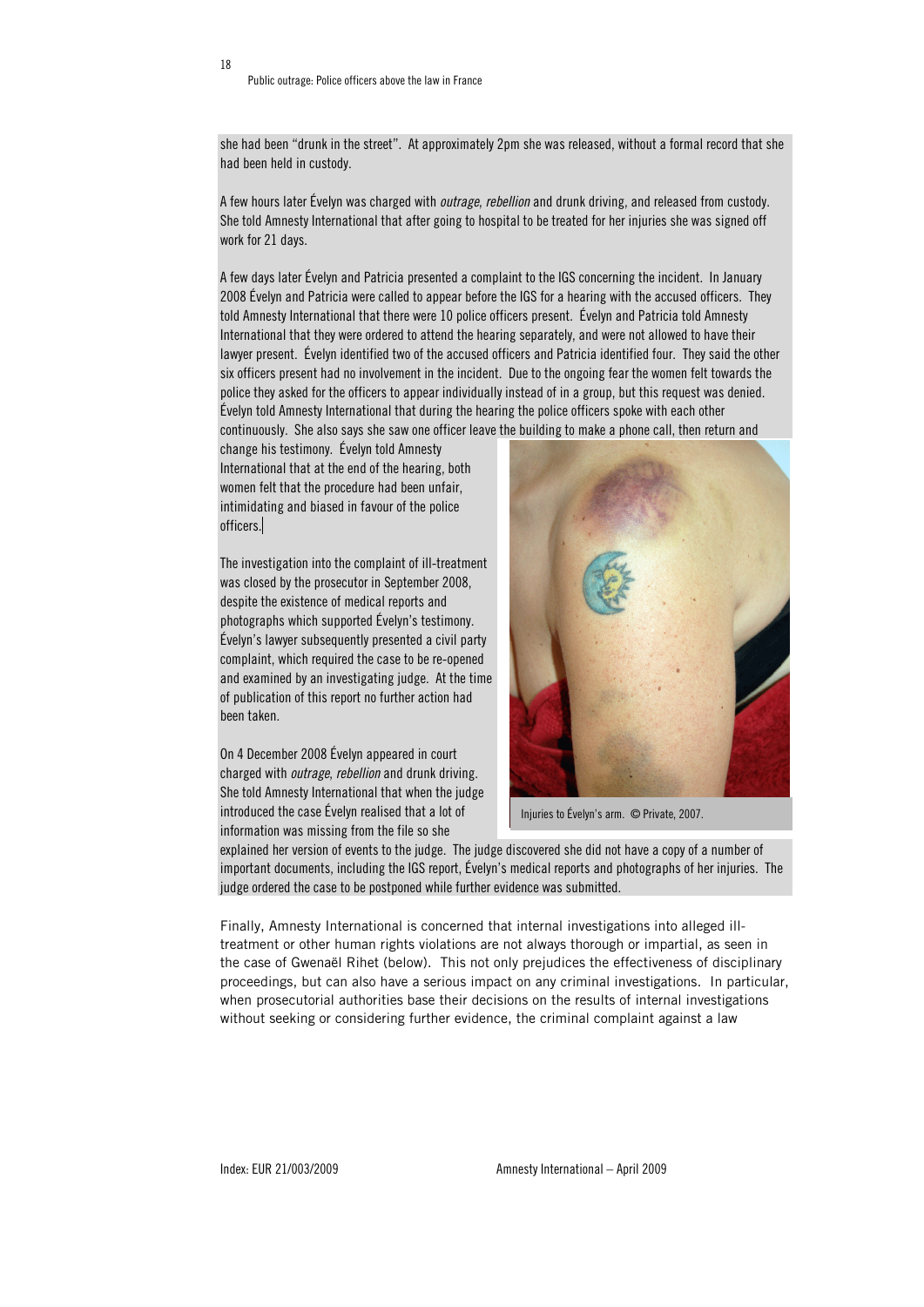she had been "drunk in the street". At approximately 2pm she was released, without a formal record that she had been held in custody.

A few hours later Évelyn was charged with *outrage*, *rebellion* and drunk driving, and released from custody. She told Amnesty International that after going to hospital to be treated for her injuries she was signed off work for 21 days.

A few days later Évelyn and Patricia presented a complaint to the IGS concerning the incident. In January 2008 Évelyn and Patricia were called to appear before the IGS for a hearing with the accused officers. They told Amnesty International that there were 10 police officers present. Évelyn and Patricia told Amnesty International that they were ordered to attend the hearing separately, and were not allowed to have their lawyer present. Évelyn identified two of the accused officers and Patricia identified four. They said the other six officers present had no involvement in the incident. Due to the ongoing fear the women felt towards the police they asked for the officers to appear individually instead of in a group, but this request was denied. Évelyn told Amnesty International that during the hearing the police officers spoke with each other continuously. She also says she saw one officer leave the building to make a phone call, then return and change his testimony. Évelyn told Amnesty International that at the end of the hearing, both women felt that the procedure had been unfair, intimidating and biased in favour of the police officers.

The investigation into the complaint of ill-treatment was closed by the prosecutor in September 2008, despite the existence of medical reports and photographs which supported Évelyn's testimony. Évelyn's lawyer subsequently presented a civil party complaint, which required the case to be re-opened and examined by an investigating judge. At the time of publication of this report no further action had been taken.

Injuries to Évelyn's arm. © Private, 2007.

On 4 December 2008 Évelyn appeared in court charged with *outrage*, *rebellion* and drunk driving. She told Amnesty International that when the judge introduced the case Évelyn realised that a lot of information was missing from the file so she explained her version of events to the judge. The judge discovered she did not have a copy of a number of important documents, including the IGS report, Évelyn's medical reports and photographs of her injuries. The judge ordered the case to be postponed while further evidence was submitted.

Finally, Amnesty International is concerned that internal investigations into alleged ill-treatment or other human rights violations are not always thorough or impartial, as seen in the case of Gwenaël Rihet (below). This not only prejudices the effectiveness of disciplinary proceedings, but can also have a serious impact on any criminal investigations. In particular, when prosecutorial authorities base their decisions on the results of internal investigations without seeking or considering further evidence, the criminal complaint against a law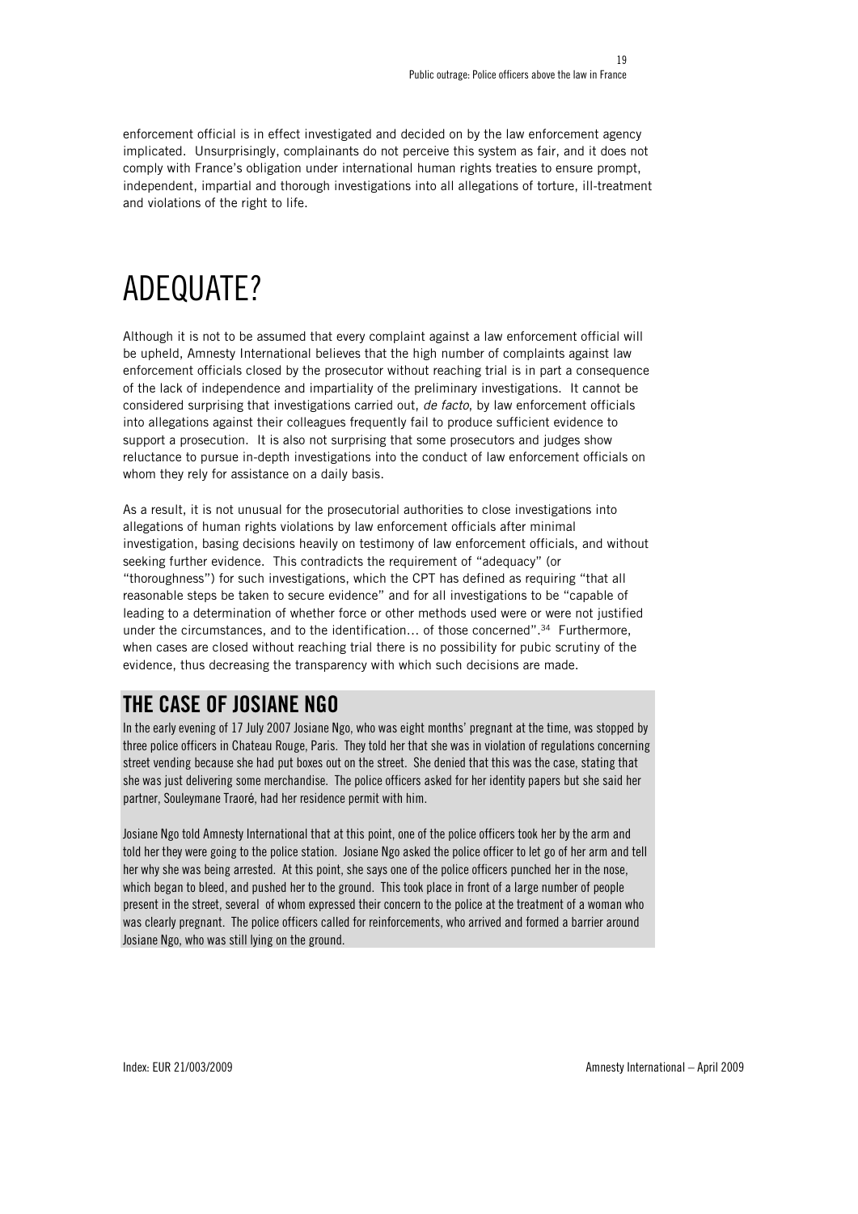enforcement official is in effect investigated and decided on by the law enforcement agency implicated. Unsurprisingly, complainants do not perceive this system as fair, and it does not comply with France's obligation under international human rights treaties to ensure prompt, independent, impartial and thorough investigations into all allegations of torture, ill-treatment and violations of the right to life.

# ADEQUATE?

Although it is not to be assumed that every complaint against a law enforcement official will be upheld, Amnesty International believes that the high number of complaints against law enforcement officials closed by the prosecutor without reaching trial is in part a consequence of the lack of independence and impartiality of the preliminary investigations. It cannot be considered surprising that investigations carried out, *de facto*, by law enforcement officials into allegations against their colleagues frequently fail to produce sufficient evidence to support a prosecution. It is also not surprising that some prosecutors and judges show reluctance to pursue in-depth investigations into the conduct of law enforcement officials on whom they rely for assistance on a daily basis.

As a result, it is not unusual for the prosecutorial authorities to close investigations into allegations of human rights violations by law enforcement officials after minimal investigation, basing decisions heavily on testimony of law enforcement officials, and without seeking further evidence. This contradicts the requirement of "adequacy" (or "thoroughness") for such investigations, which the CPT has defined as requiring "that all reasonable steps be taken to secure evidence" and for all investigations to be "capable of leading to a determination of whether force or other methods used were or were not justified under the circumstances, and to the identification… of those concerned".[34] Furthermore, when cases are closed without reaching trial there is no possibility for pubic scrutiny of the evidence, thus decreasing the transparency with which such decisions are made.

## THE CASE OF JOSIANE NGO

In the early evening of 17 July 2007 Josiane Ngo, who was eight months' pregnant at the time, was stopped by three police officers in Chateau Rouge, Paris. They told her that she was in violation of regulations concerning street vending because she had put boxes out on the street. She denied that this was the case, stating that she was just delivering some merchandise. The police officers asked for her identity papers but she said her partner, Souleymane Traoré, had her residence permit with him.

Josiane Ngo told Amnesty International that at this point, one of the police officers took her by the arm and told her they were going to the police station. Josiane Ngo asked the police officer to let go of her arm and tell her why she was being arrested. At this point, she says one of the police officers punched her in the nose, which began to bleed, and pushed her to the ground. This took place in front of a large number of people present in the street, several of whom expressed their concern to the police at the treatment of a woman who was clearly pregnant. The police officers called for reinforcements, who arrived and formed a barrier around Josiane Ngo, who was still lying on the ground.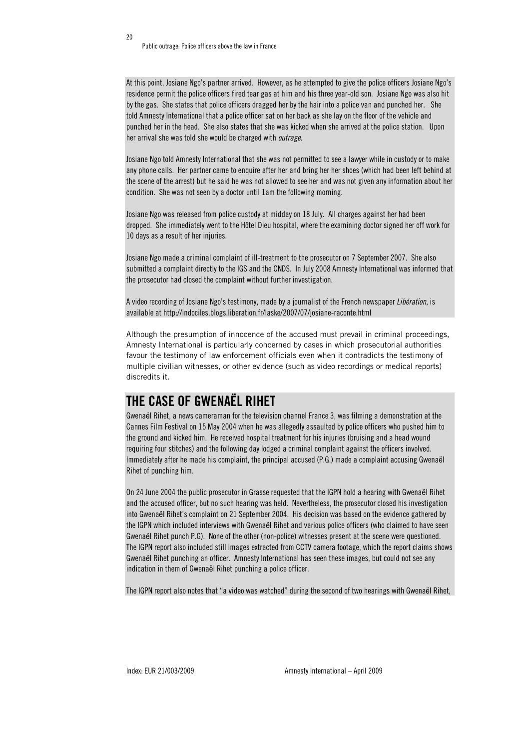At this point, Josiane Ngo's partner arrived. However, as he attempted to give the police officers Josiane Ngo's residence permit the police officers fired tear gas at him and his three year-old son. Josiane Ngo was also hit by the gas. She states that police officers dragged her by the hair into a police van and punched her. She told Amnesty International that a police officer sat on her back as she lay on the floor of the vehicle and punched her in the head. She also states that she was kicked when she arrived at the police station. Upon her arrival she was told she would be charged with *outrage*.

Josiane Ngo told Amnesty International that she was not permitted to see a lawyer while in custody or to make any phone calls. Her partner came to enquire after her and bring her her shoes (which had been left behind at the scene of the arrest) but he said he was not allowed to see her and was not given any information about her condition. She was not seen by a doctor until 1am the following morning.

Josiane Ngo was released from police custody at midday on 18 July. All charges against her had been dropped. She immediately went to the Hôtel Dieu hospital, where the examining doctor signed her off work for 10 days as a result of her injuries.

Josiane Ngo made a criminal complaint of ill-treatment to the prosecutor on 7 September 2007. She also submitted a complaint directly to the IGS and the CNDS. In July 2008 Amnesty International was informed that the prosecutor had closed the complaint without further investigation.

A video recording of Josiane Ngo's testimony, made by a journalist of the French newspaper *Libération*, is available at http://indociles.blogs.liberation.fr/laske/2007/07/josiane-raconte.html

Although the presumption of innocence of the accused must prevail in criminal proceedings, Amnesty International is particularly concerned by cases in which prosecutorial authorities favour the testimony of law enforcement officials even when it contradicts the testimony of multiple civilian witnesses, or other evidence (such as video recordings or medical reports) discredits it.

## THE CASE OF GWENAËL RIHET

Gwenaël Rihet, a news cameraman for the television channel France 3, was filming a demonstration at the Cannes Film Festival on 15 May 2004 when he was allegedly assaulted by police officers who pushed him to the ground and kicked him. He received hospital treatment for his injuries (bruising and a head wound requiring four stitches) and the following day lodged a criminal complaint against the officers involved. Immediately after he made his complaint, the principal accused (P.G.) made a complaint accusing Gwenaël Rihet of punching him.

On 24 June 2004 the public prosecutor in Grasse requested that the IGPN hold a hearing with Gwenaël Rihet and the accused officer, but no such hearing was held. Nevertheless, the prosecutor closed his investigation into Gwenaël Rihet's complaint on 21 September 2004. His decision was based on the evidence gathered by the IGPN which included interviews with Gwenaël Rihet and various police officers (who claimed to have seen Gwenaël Rihet punch P.G). None of the other (non-police) witnesses present at the scene were questioned. The IGPN report also included still images extracted from CCTV camera footage, which the report claims shows Gwenaël Rihet punching an officer. Amnesty International has seen these images, but could not see any indication in them of Gwenaël Rihet punching a police officer.

The IGPN report also notes that "a video was watched" during the second of two hearings with Gwenaël Rihet,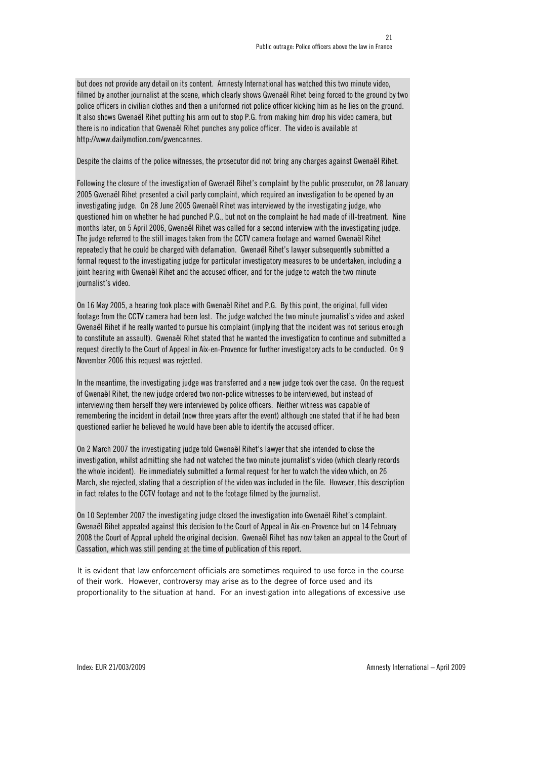but does not provide any detail on its content. Amnesty International has watched this two minute video, filmed by another journalist at the scene, which clearly shows Gwenaël Rihet being forced to the ground by two police officers in civilian clothes and then a uniformed riot police officer kicking him as he lies on the ground. It also shows Gwenaël Rihet putting his arm out to stop P.G. from making him drop his video camera, but there is no indication that Gwenaël Rihet punches any police officer. The video is available at http://www.dailymotion.com/gwencannes.

Despite the claims of the police witnesses, the prosecutor did not bring any charges against Gwenaël Rihet.

Following the closure of the investigation of Gwenaël Rihet's complaint by the public prosecutor, on 28 January 2005 Gwenaël Rihet presented a civil party complaint, which required an investigation to be opened by an investigating judge. On 28 June 2005 Gwenaël Rihet was interviewed by the investigating judge, who questioned him on whether he had punched P.G., but not on the complaint he had made of ill-treatment. Nine months later, on 5 April 2006, Gwenaël Rihet was called for a second interview with the investigating judge. The judge referred to the still images taken from the CCTV camera footage and warned Gwenaël Rihet repeatedly that he could be charged with defamation. Gwenaël Rihet's lawyer subsequently submitted a formal request to the investigating judge for particular investigatory measures to be undertaken, including a joint hearing with Gwenaël Rihet and the accused officer, and for the judge to watch the two minute journalist's video.

On 16 May 2005, a hearing took place with Gwenaël Rihet and P.G. By this point, the original, full video footage from the CCTV camera had been lost. The judge watched the two minute journalist's video and asked Gwenaël Rihet if he really wanted to pursue his complaint (implying that the incident was not serious enough to constitute an assault). Gwenaël Rihet stated that he wanted the investigation to continue and submitted a request directly to the Court of Appeal in Aix-en-Provence for further investigatory acts to be conducted. On 9 November 2006 this request was rejected.

In the meantime, the investigating judge was transferred and a new judge took over the case. On the request of Gwenaël Rihet, the new judge ordered two non-police witnesses to be interviewed, but instead of interviewing them herself they were interviewed by police officers. Neither witness was capable of remembering the incident in detail (now three years after the event) although one stated that if he had been questioned earlier he believed he would have been able to identify the accused officer.

On 2 March 2007 the investigating judge told Gwenaël Rihet's lawyer that she intended to close the investigation, whilst admitting she had not watched the two minute journalist's video (which clearly records the whole incident). He immediately submitted a formal request for her to watch the video which, on 26 March, she rejected, stating that a description of the video was included in the file. However, this description in fact relates to the CCTV footage and not to the footage filmed by the journalist.

On 10 September 2007 the investigating judge closed the investigation into Gwenaël Rihet's complaint. Gwenaël Rihet appealed against this decision to the Court of Appeal in Aix-en-Provence but on 14 February 2008 the Court of Appeal upheld the original decision. Gwenaël Rihet has now taken an appeal to the Court of Cassation, which was still pending at the time of publication of this report.

It is evident that law enforcement officials are sometimes required to use force in the course of their work. However, controversy may arise as to the degree of force used and its proportionality to the situation at hand. For an investigation into allegations of excessive use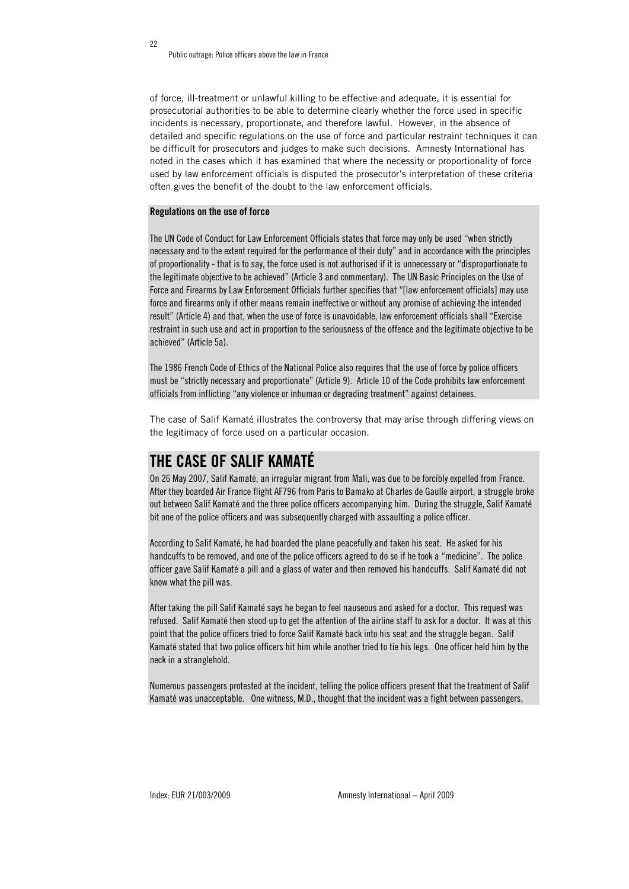of force, ill-treatment or unlawful killing to be effective and adequate, it is essential for prosecutorial authorities to be able to determine clearly whether the force used in specific incidents is necessary, proportionate, and therefore lawful. However, in the absence of detailed and specific regulations on the use of force and particular restraint techniques it can be difficult for prosecutors and judges to make such decisions. Amnesty International has noted in the cases which it has examined that where the necessity or proportionality of force used by law enforcement officials is disputed the prosecutor's interpretation of these criteria often gives the benefit of the doubt to the law enforcement officials.

**Regulations on the use of force**

The UN Code of Conduct for Law Enforcement Officials states that force may only be used "when strictly necessary and to the extent required for the performance of their duty" and in accordance with the principles of proportionality - that is to say, the force used is not authorised if it is unnecessary or "disproportionate to the legitimate objective to be achieved" (Article 3 and commentary). The UN Basic Principles on the Use of Force and Firearms by Law Enforcement Officials further specifies that "[law enforcement officials] may use force and firearms only if other means remain ineffective or without any promise of achieving the intended result" (Article 4) and that, when the use of force is unavoidable, law enforcement officials shall "Exercise restraint in such use and act in proportion to the seriousness of the offence and the legitimate objective to be achieved" (Article 5a).

The 1986 French Code of Ethics of the National Police also requires that the use of force by police officers must be "strictly necessary and proportionate" (Article 9). Article 10 of the Code prohibits law enforcement officials from inflicting "any violence or inhuman or degrading treatment" against detainees.

The case of Salif Kamaté illustrates the controversy that may arise through differing views on the legitimacy of force used on a particular occasion.

## THE CASE OF SALIF KAMATÉ

On 26 May 2007, Salif Kamaté, an irregular migrant from Mali, was due to be forcibly expelled from France. After they boarded Air France flight AF796 from Paris to Bamako at Charles de Gaulle airport, a struggle broke out between Salif Kamaté and the three police officers accompanying him. During the struggle, Salif Kamaté bit one of the police officers and was subsequently charged with assaulting a police officer.

According to Salif Kamaté, he had boarded the plane peacefully and taken his seat. He asked for his handcuffs to be removed, and one of the police officers agreed to do so if he took a "medicine". The police officer gave Salif Kamaté a pill and a glass of water and then removed his handcuffs. Salif Kamaté did not know what the pill was.

After taking the pill Salif Kamaté says he began to feel nauseous and asked for a doctor. This request was refused. Salif Kamaté then stood up to get the attention of the airline staff to ask for a doctor. It was at this point that the police officers tried to force Salif Kamaté back into his seat and the struggle began. Salif Kamaté stated that two police officers hit him while another tried to tie his legs. One officer held him by the neck in a stranglehold.

Numerous passengers protested at the incident, telling the police officers present that the treatment of Salif Kamaté was unacceptable. One witness, M.D., thought that the incident was a fight between passengers,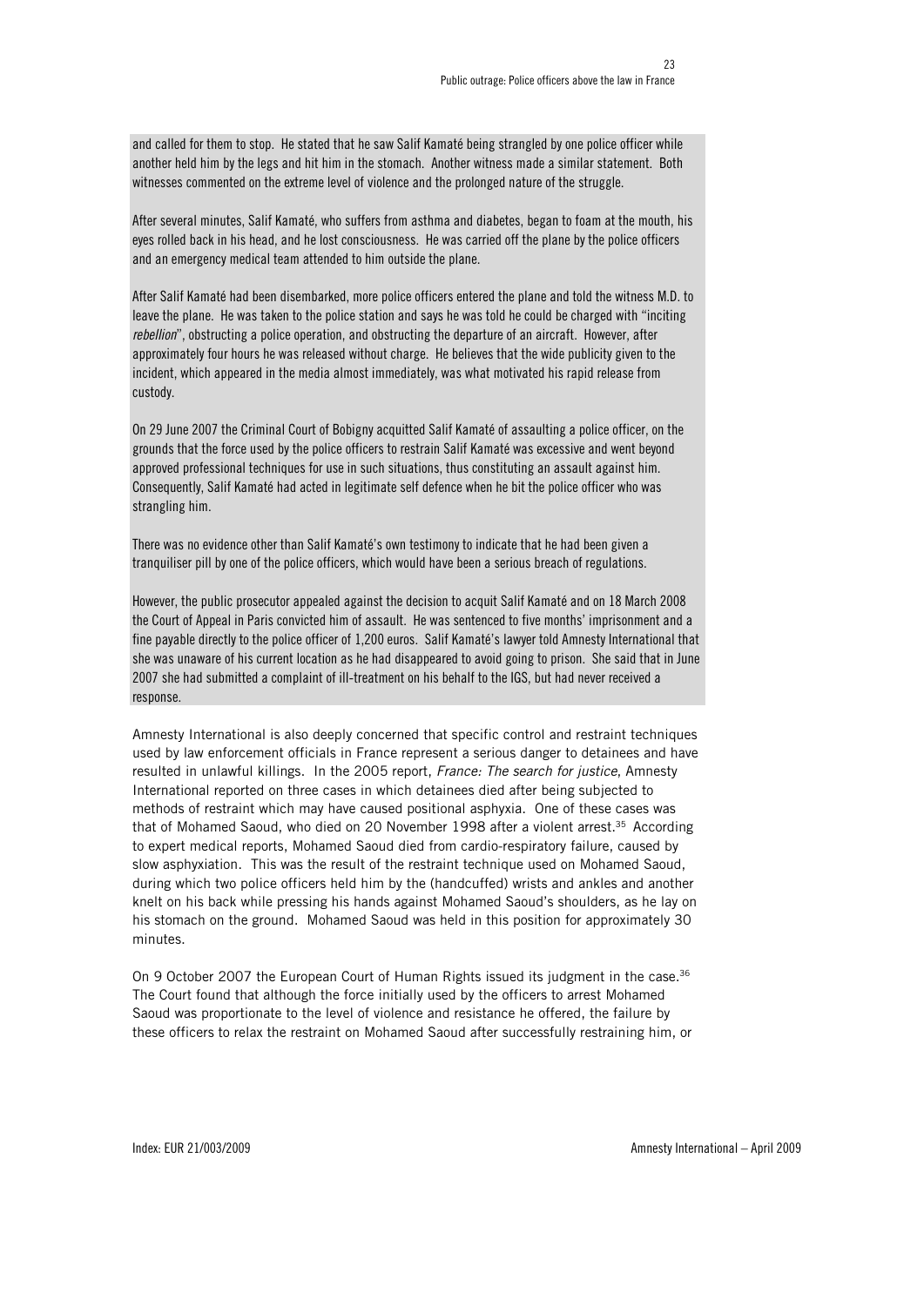and called for them to stop. He stated that he saw Salif Kamaté being strangled by one police officer while another held him by the legs and hit him in the stomach. Another witness made a similar statement. Both witnesses commented on the extreme level of violence and the prolonged nature of the struggle.

After several minutes, Salif Kamaté, who suffers from asthma and diabetes, began to foam at the mouth, his eyes rolled back in his head, and he lost consciousness. He was carried off the plane by the police officers and an emergency medical team attended to him outside the plane.

After Salif Kamaté had been disembarked, more police officers entered the plane and told the witness M.D. to leave the plane. He was taken to the police station and says he was told he could be charged with "inciting *rebellion*", obstructing a police operation, and obstructing the departure of an aircraft. However, after approximately four hours he was released without charge. He believes that the wide publicity given to the incident, which appeared in the media almost immediately, was what motivated his rapid release from custody.

On 29 June 2007 the Criminal Court of Bobigny acquitted Salif Kamaté of assaulting a police officer, on the grounds that the force used by the police officers to restrain Salif Kamaté was excessive and went beyond approved professional techniques for use in such situations, thus constituting an assault against him. Consequently, Salif Kamaté had acted in legitimate self defence when he bit the police officer who was strangling him.

There was no evidence other than Salif Kamaté's own testimony to indicate that he had been given a tranquiliser pill by one of the police officers, which would have been a serious breach of regulations.

However, the public prosecutor appealed against the decision to acquit Salif Kamaté and on 18 March 2008 the Court of Appeal in Paris convicted him of assault. He was sentenced to five months' imprisonment and a fine payable directly to the police officer of 1,200 euros. Salif Kamaté's lawyer told Amnesty International that she was unaware of his current location as he had disappeared to avoid going to prison. She said that in June 2007 she had submitted a complaint of ill-treatment on his behalf to the IGS, but had never received a response.

Amnesty International is also deeply concerned that specific control and restraint techniques used by law enforcement officials in France represent a serious danger to detainees and have resulted in unlawful killings. In the 2005 report, *France: The search for justice*, Amnesty International reported on three cases in which detainees died after being subjected to methods of restraint which may have caused positional asphyxia. One of these cases was that of Mohamed Saoud, who died on 20 November 1998 after a violent arrest.[35] According to expert medical reports, Mohamed Saoud died from cardio-respiratory failure, caused by slow asphyxiation. This was the result of the restraint technique used on Mohamed Saoud, during which two police officers held him by the (handcuffed) wrists and ankles and another knelt on his back while pressing his hands against Mohamed Saoud's shoulders, as he lay on his stomach on the ground. Mohamed Saoud was held in this position for approximately 30 minutes.

On 9 October 2007 the European Court of Human Rights issued its judgment in the case.[36] The Court found that although the force initially used by the officers to arrest Mohamed Saoud was proportionate to the level of violence and resistance he offered, the failure by these officers to relax the restraint on Mohamed Saoud after successfully restraining him, or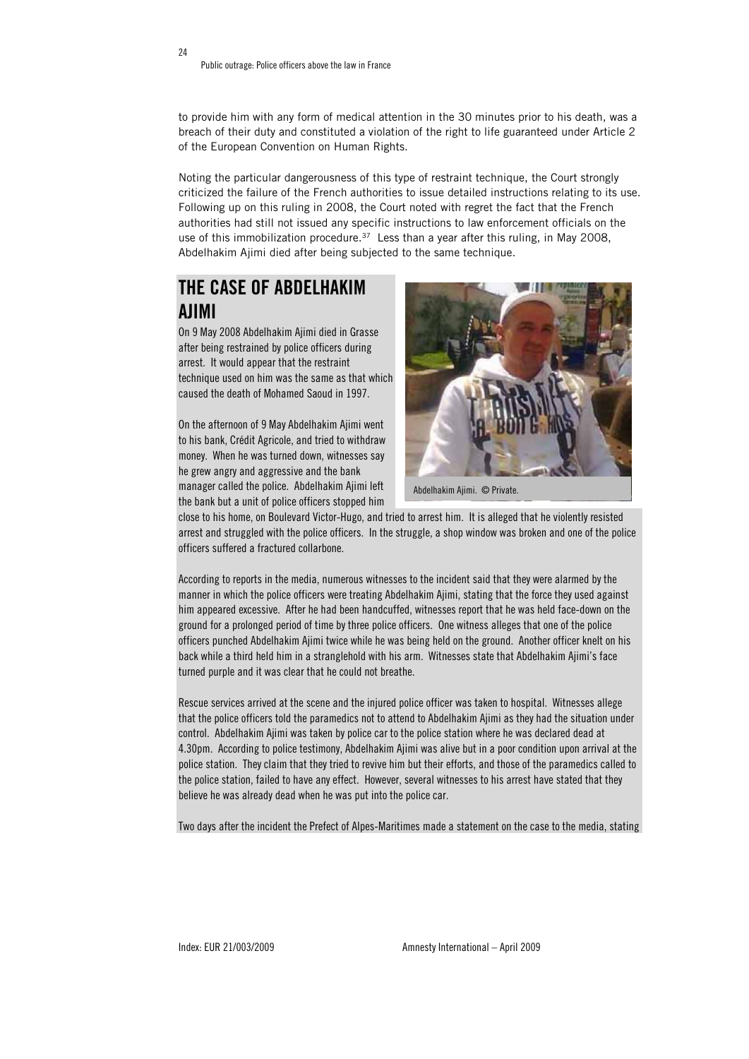to provide him with any form of medical attention in the 30 minutes prior to his death, was a breach of their duty and constituted a violation of the right to life guaranteed under Article 2 of the European Convention on Human Rights.

Noting the particular dangerousness of this type of restraint technique, the Court strongly criticized the failure of the French authorities to issue detailed instructions relating to its use. Following up on this ruling in 2008, the Court noted with regret the fact that the French authorities had still not issued any specific instructions to law enforcement officials on the use of this immobilization procedure.[37] Less than a year after this ruling, in May 2008, Abdelhakim Ajimi died after being subjected to the same technique.

## THE CASE OF ABDELHAKIM AJIMI

On 9 May 2008 Abdelhakim Ajimi died in Grasse after being restrained by police officers during arrest. It would appear that the restraint technique used on him was the same as that which caused the death of Mohamed Saoud in 1997.

Abdelhakim Ajimi. © Private.

On the afternoon of 9 May Abdelhakim Ajimi went to his bank, Crédit Agricole, and tried to withdraw money. When he was turned down, witnesses say he grew angry and aggressive and the bank manager called the police. Abdelhakim Ajimi left the bank but a unit of police officers stopped him close to his home, on Boulevard Victor-Hugo, and tried to arrest him. It is alleged that he violently resisted arrest and struggled with the police officers. In the struggle, a shop window was broken and one of the police officers suffered a fractured collarbone.

According to reports in the media, numerous witnesses to the incident said that they were alarmed by the manner in which the police officers were treating Abdelhakim Ajimi, stating that the force they used against him appeared excessive. After he had been handcuffed, witnesses report that he was held face-down on the ground for a prolonged period of time by three police officers. One witness alleges that one of the police officers punched Abdelhakim Ajimi twice while he was being held on the ground. Another officer knelt on his back while a third held him in a stranglehold with his arm. Witnesses state that Abdelhakim Ajimi's face turned purple and it was clear that he could not breathe.

Rescue services arrived at the scene and the injured police officer was taken to hospital. Witnesses allege that the police officers told the paramedics not to attend to Abdelhakim Ajimi as they had the situation under control. Abdelhakim Ajimi was taken by police car to the police station where he was declared dead at 4.30pm. According to police testimony, Abdelhakim Ajimi was alive but in a poor condition upon arrival at the police station. They claim that they tried to revive him but their efforts, and those of the paramedics called to the police station, failed to have any effect. However, several witnesses to his arrest have stated that they believe he was already dead when he was put into the police car.

Two days after the incident the Prefect of Alpes-Maritimes made a statement on the case to the media, stating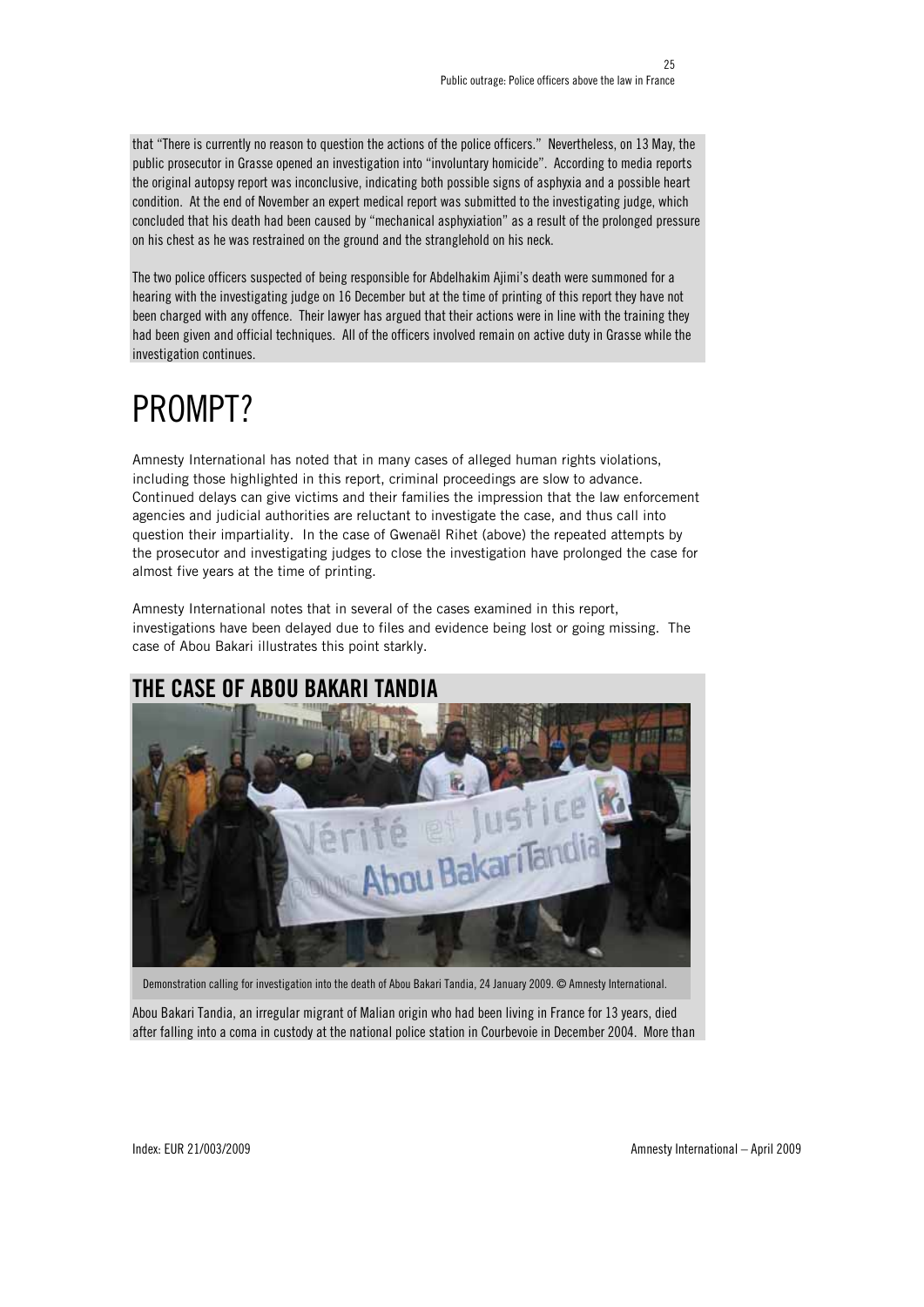that "There is currently no reason to question the actions of the police officers." Nevertheless, on 13 May, the public prosecutor in Grasse opened an investigation into "involuntary homicide". According to media reports the original autopsy report was inconclusive, indicating both possible signs of asphyxia and a possible heart condition. At the end of November an expert medical report was submitted to the investigating judge, which concluded that his death had been caused by "mechanical asphyxiation" as a result of the prolonged pressure on his chest as he was restrained on the ground and the stranglehold on his neck.

The two police officers suspected of being responsible for Abdelhakim Ajimi's death were summoned for a hearing with the investigating judge on 16 December but at the time of printing of this report they have not been charged with any offence. Their lawyer has argued that their actions were in line with the training they had been given and official techniques. All of the officers involved remain on active duty in Grasse while the investigation continues.

# PROMPT?

Amnesty International has noted that in many cases of alleged human rights violations, including those highlighted in this report, criminal proceedings are slow to advance. Continued delays can give victims and their families the impression that the law enforcement agencies and judicial authorities are reluctant to investigate the case, and thus call into question their impartiality. In the case of Gwenaël Rihet (above) the repeated attempts by the prosecutor and investigating judges to close the investigation have prolonged the case for almost five years at the time of printing.

Amnesty International notes that in several of the cases examined in this report, investigations have been delayed due to files and evidence being lost or going missing. The case of Abou Bakari illustrates this point starkly.

## THE CASE OF ABOU BAKARI TANDIA

Demonstration calling for investigation into the death of Abou Bakari Tandia, 24 January 2009. © Amnesty International.

Abou Bakari Tandia, an irregular migrant of Malian origin who had been living in France for 13 years, died after falling into a coma in custody at the national police station in Courbevoie in December 2004. More than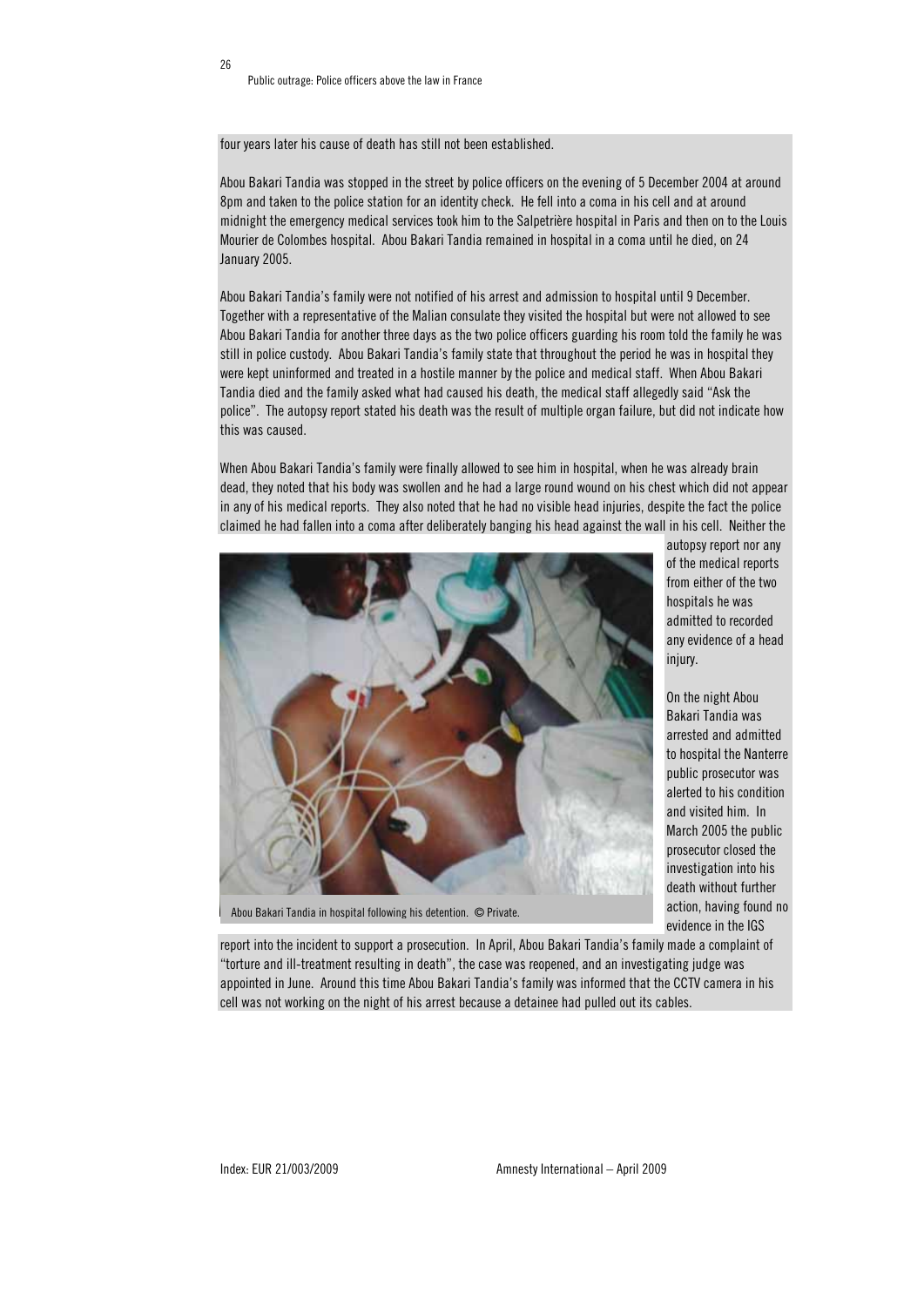four years later his cause of death has still not been established.

Abou Bakari Tandia was stopped in the street by police officers on the evening of 5 December 2004 at around 8pm and taken to the police station for an identity check. He fell into a coma in his cell and at around midnight the emergency medical services took him to the Salpetrière hospital in Paris and then on to the Louis Mourier de Colombes hospital. Abou Bakari Tandia remained in hospital in a coma until he died, on 24 January 2005.

Abou Bakari Tandia's family were not notified of his arrest and admission to hospital until 9 December. Together with a representative of the Malian consulate they visited the hospital but were not allowed to see Abou Bakari Tandia for another three days as the two police officers guarding his room told the family he was still in police custody. Abou Bakari Tandia's family state that throughout the period he was in hospital they were kept uninformed and treated in a hostile manner by the police and medical staff. When Abou Bakari Tandia died and the family asked what had caused his death, the medical staff allegedly said "Ask the police". The autopsy report stated his death was the result of multiple organ failure, but did not indicate how this was caused.

When Abou Bakari Tandia's family were finally allowed to see him in hospital, when he was already brain dead, they noted that his body was swollen and he had a large round wound on his chest which did not appear in any of his medical reports. They also noted that he had no visible head injuries, despite the fact the police claimed he had fallen into a coma after deliberately banging his head against the wall in his cell. Neither the autopsy report nor any of the medical reports from either of the two hospitals he was admitted to recorded any evidence of a head injury.

Abou Bakari Tandia in hospital following his detention. © Private.

On the night Abou Bakari Tandia was arrested and admitted to hospital the Nanterre public prosecutor was alerted to his condition and visited him. In March 2005 the public prosecutor closed the investigation into his death without further action, having found no evidence in the IGS report into the incident to support a prosecution. In April, Abou Bakari Tandia's family made a complaint of "torture and ill-treatment resulting in death", the case was reopened, and an investigating judge was appointed in June. Around this time Abou Bakari Tandia's family was informed that the CCTV camera in his cell was not working on the night of his arrest because a detainee had pulled out its cables.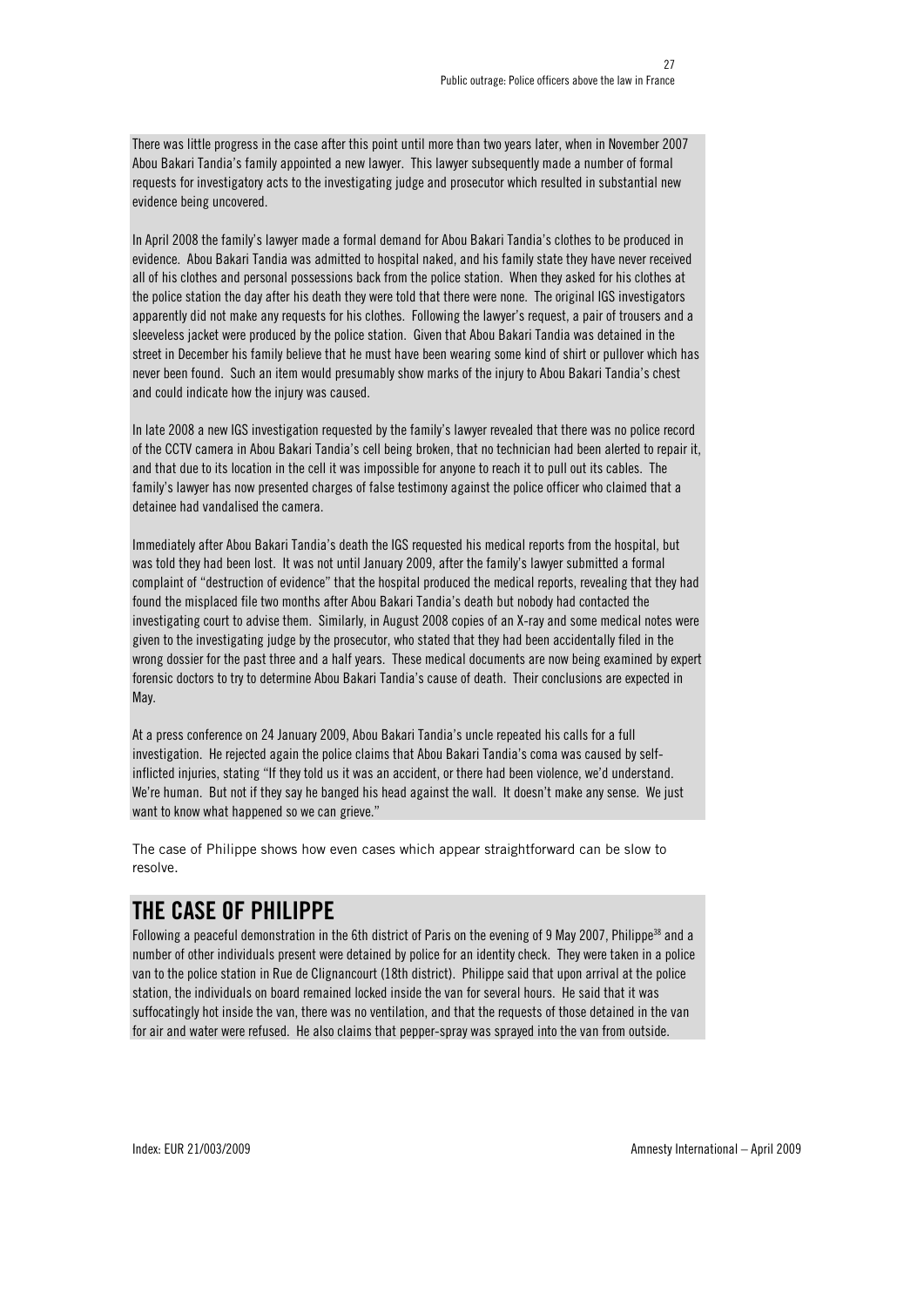There was little progress in the case after this point until more than two years later, when in November 2007 Abou Bakari Tandia's family appointed a new lawyer. This lawyer subsequently made a number of formal requests for investigatory acts to the investigating judge and prosecutor which resulted in substantial new evidence being uncovered.

In April 2008 the family's lawyer made a formal demand for Abou Bakari Tandia's clothes to be produced in evidence. Abou Bakari Tandia was admitted to hospital naked, and his family state they have never received all of his clothes and personal possessions back from the police station. When they asked for his clothes at the police station the day after his death they were told that there were none. The original IGS investigators apparently did not make any requests for his clothes. Following the lawyer's request, a pair of trousers and a sleeveless jacket were produced by the police station. Given that Abou Bakari Tandia was detained in the street in December his family believe that he must have been wearing some kind of shirt or pullover which has never been found. Such an item would presumably show marks of the injury to Abou Bakari Tandia's chest and could indicate how the injury was caused.

In late 2008 a new IGS investigation requested by the family's lawyer revealed that there was no police record of the CCTV camera in Abou Bakari Tandia's cell being broken, that no technician had been alerted to repair it, and that due to its location in the cell it was impossible for anyone to reach it to pull out its cables. The family's lawyer has now presented charges of false testimony against the police officer who claimed that a detainee had vandalised the camera.

Immediately after Abou Bakari Tandia's death the IGS requested his medical reports from the hospital, but was told they had been lost. It was not until January 2009, after the family's lawyer submitted a formal complaint of "destruction of evidence" that the hospital produced the medical reports, revealing that they had found the misplaced file two months after Abou Bakari Tandia's death but nobody had contacted the investigating court to advise them. Similarly, in August 2008 copies of an X-ray and some medical notes were given to the investigating judge by the prosecutor, who stated that they had been accidentally filed in the wrong dossier for the past three and a half years. These medical documents are now being examined by expert forensic doctors to try to determine Abou Bakari Tandia's cause of death. Their conclusions are expected in May.

At a press conference on 24 January 2009, Abou Bakari Tandia's uncle repeated his calls for a full investigation. He rejected again the police claims that Abou Bakari Tandia's coma was caused by self-inflicted injuries, stating "If they told us it was an accident, or there had been violence, we'd understand. We're human. But not if they say he banged his head against the wall. It doesn't make any sense. We just want to know what happened so we can grieve."

The case of Philippe shows how even cases which appear straightforward can be slow to resolve.

## THE CASE OF PHILIPPE

Following a peaceful demonstration in the 6th district of Paris on the evening of 9 May 2007, Philippe[38] and a number of other individuals present were detained by police for an identity check. They were taken in a police van to the police station in Rue de Clignancourt (18th district). Philippe said that upon arrival at the police station, the individuals on board remained locked inside the van for several hours. He said that it was suffocatingly hot inside the van, there was no ventilation, and that the requests of those detained in the van for air and water were refused. He also claims that pepper-spray was sprayed into the van from outside.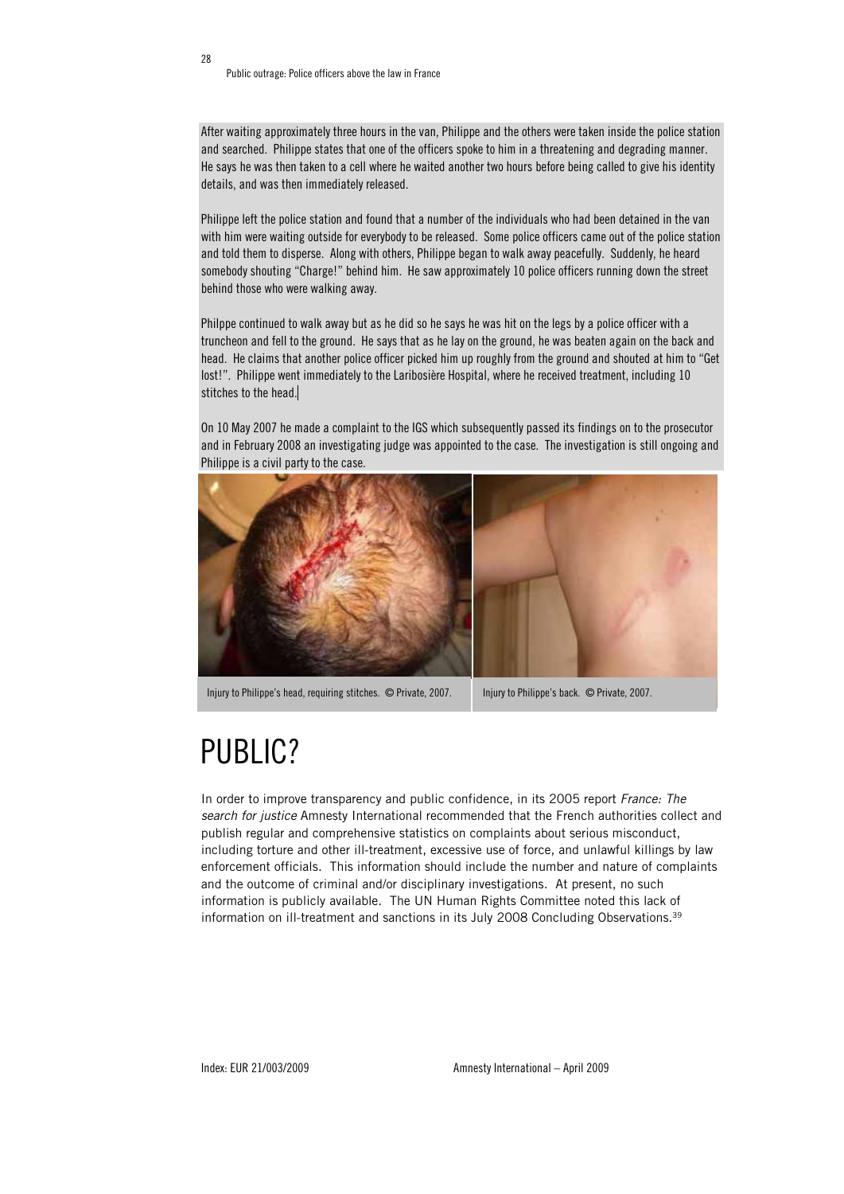After waiting approximately three hours in the van, Philippe and the others were taken inside the police station and searched. Philippe states that one of the officers spoke to him in a threatening and degrading manner. He says he was then taken to a cell where he waited another two hours before being called to give his identity details, and was then immediately released.

Philippe left the police station and found that a number of the individuals who had been detained in the van with him were waiting outside for everybody to be released. Some police officers came out of the police station and told them to disperse. Along with others, Philippe began to walk away peacefully. Suddenly, he heard somebody shouting "Charge!" behind him. He saw approximately 10 police officers running down the street behind those who were walking away.

Philpe continued to walk away but as he did so he says he was hit on the legs by a police officer with a truncheon and fell to the ground. He says that as he lay on the ground, he was beaten again on the back and head. He claims that another police officer picked him up roughly from the ground and shouted at him to "Get lost!". Philippe went immediately to the Laribosière Hospital, where he received treatment, including 10 stitches to the head.

On 10 May 2007 he made a complaint to the IGS which subsequently passed its findings on to the prosecutor and in February 2008 an investigating judge was appointed to the case. The investigation is still ongoing and Philippe is a civil party to the case.

Injury to Philippe's head, requiring stitches. © Private, 2007.

Injury to Philippe's back. © Private, 2007.

# PUBLIC?

In order to improve transparency and public confidence, in its 2005 report *France: The search for justice* Amnesty International recommended that the French authorities collect and publish regular and comprehensive statistics on complaints about serious misconduct, including torture and other ill-treatment, excessive use of force, and unlawful killings by law enforcement officials. This information should include the number and nature of complaints and the outcome of criminal and/or disciplinary investigations. At present, no such information is publicly available. The UN Human Rights Committee noted this lack of information on ill-treatment and sanctions in its July 2008 Concluding Observations.[39]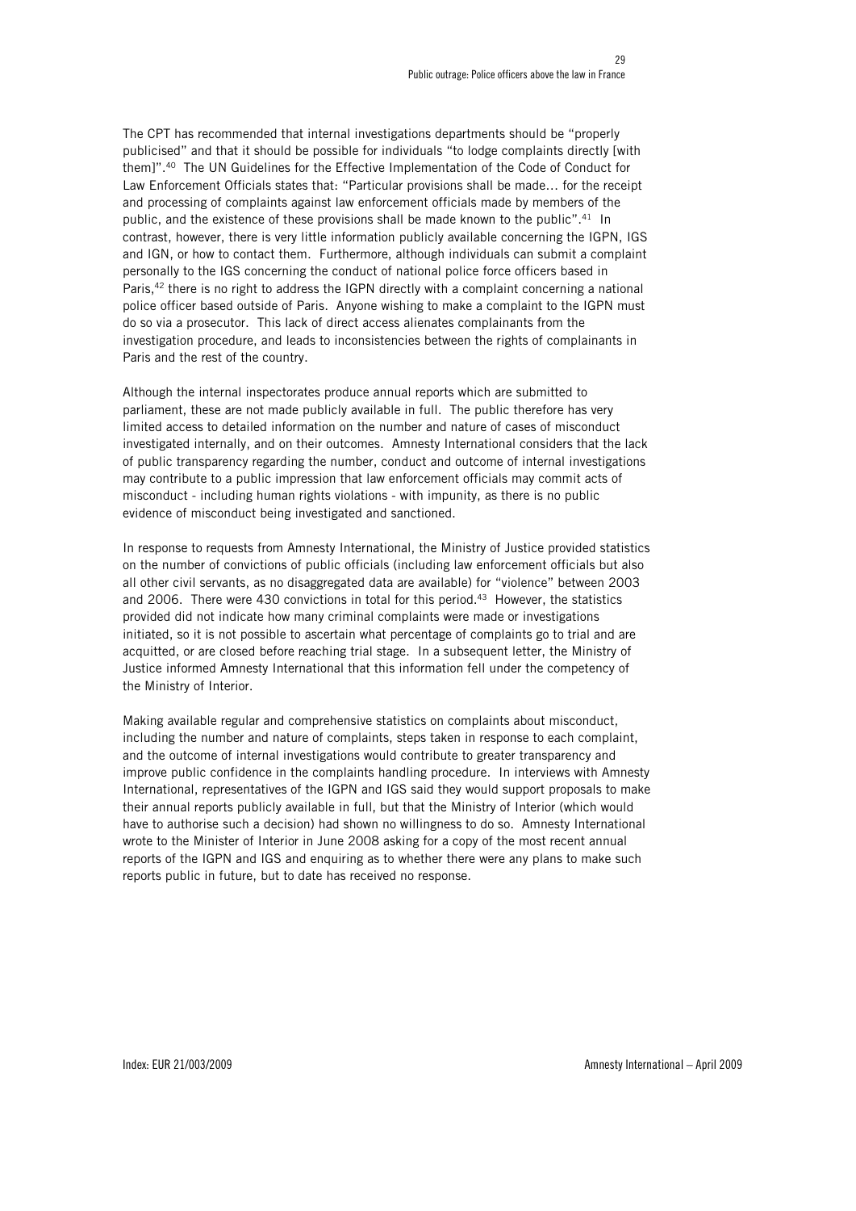The CPT has recommended that internal investigations departments should be "properly publicised" and that it should be possible for individuals "to lodge complaints directly [with them]".[40] The UN Guidelines for the Effective Implementation of the Code of Conduct for Law Enforcement Officials states that: "Particular provisions shall be made… for the receipt and processing of complaints against law enforcement officials made by members of the public, and the existence of these provisions shall be made known to the public".[41] In contrast, however, there is very little information publicly available concerning the IGPN, IGS and IGN, or how to contact them. Furthermore, although individuals can submit a complaint personally to the IGS concerning the conduct of national police force officers based in Paris,[42] there is no right to address the IGPN directly with a complaint concerning a national police officer based outside of Paris. Anyone wishing to make a complaint to the IGPN must do so via a prosecutor. This lack of direct access alienates complainants from the investigation procedure, and leads to inconsistencies between the rights of complainants in Paris and the rest of the country.

Although the internal inspectorates produce annual reports which are submitted to parliament, these are not made publicly available in full. The public therefore has very limited access to detailed information on the number and nature of cases of misconduct investigated internally, and on their outcomes. Amnesty International considers that the lack of public transparency regarding the number, conduct and outcome of internal investigations may contribute to a public impression that law enforcement officials may commit acts of misconduct - including human rights violations - with impunity, as there is no public evidence of misconduct being investigated and sanctioned.

In response to requests from Amnesty International, the Ministry of Justice provided statistics on the number of convictions of public officials (including law enforcement officials but also all other civil servants, as no disaggregated data are available) for "violence" between 2003 and 2006. There were 430 convictions in total for this period.[43] However, the statistics provided did not indicate how many criminal complaints were made or investigations initiated, so it is not possible to ascertain what percentage of complaints go to trial and are acquitted, or are closed before reaching trial stage. In a subsequent letter, the Ministry of Justice informed Amnesty International that this information fell under the competency of the Ministry of Interior.

Making available regular and comprehensive statistics on complaints about misconduct, including the number and nature of complaints, steps taken in response to each complaint, and the outcome of internal investigations would contribute to greater transparency and improve public confidence in the complaints handling procedure. In interviews with Amnesty International, representatives of the IGPN and IGS said they would support proposals to make their annual reports publicly available in full, but that the Ministry of Interior (which would have to authorise such a decision) had shown no willingness to do so. Amnesty International wrote to the Minister of Interior in June 2008 asking for a copy of the most recent annual reports of the IGPN and IGS and enquiring as to whether there were any plans to make such reports public in future, but to date has received no response.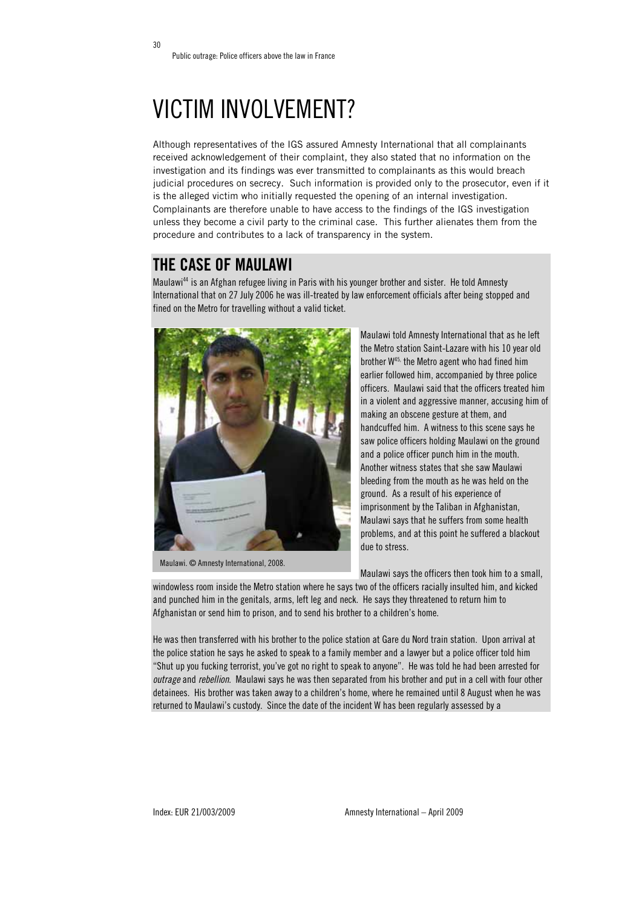# VICTIM INVOLVEMENT?

Although representatives of the IGS assured Amnesty International that all complainants received acknowledgement of their complaint, they also stated that no information on the investigation and its findings was ever transmitted to complainants as this would breach judicial procedures on secrecy. Such information is provided only to the prosecutor, even if it is the alleged victim who initially requested the opening of an internal investigation. Complainants are therefore unable to have access to the findings of the IGS investigation unless they become a civil party to the criminal case. This further alienates them from the procedure and contributes to a lack of transparency in the system.

## THE CASE OF MAULAWI

Maulawi[44] is an Afghan refugee living in Paris with his younger brother and sister. He told Amnesty International that on 27 July 2006 he was ill-treated by law enforcement officials after being stopped and fined on the Metro for travelling without a valid ticket.

Maulawi. © Amnesty International, 2008.

Maulawi told Amnesty International that as he left the Metro station Saint-Lazare with his 10 year old brother W[45], the Metro agent who had fined him earlier followed him, accompanied by three police officers. Maulawi said that the officers treated him in a violent and aggressive manner, accusing him of making an obscene gesture at them, and handcuffed him. A witness to this scene says he saw police officers holding Maulawi on the ground and a police officer punch him in the mouth. Another witness states that she saw Maulawi bleeding from the mouth as he was held on the ground. As a result of his experience of imprisonment by the Taliban in Afghanistan, Maulawi says that he suffers from some health problems, and at this point he suffered a blackout due to stress.

Maulawi says the officers then took him to a small, windowless room inside the Metro station where he says two of the officers racially insulted him, and kicked and punched him in the genitals, arms, left leg and neck. He says they threatened to return him to Afghanistan or send him to prison, and to send his brother to a children's home.

He was then transferred with his brother to the police station at Gare du Nord train station. Upon arrival at the police station he says he asked to speak to a family member and a lawyer but a police officer told him "Shut up you fucking terrorist, you've got no right to speak to anyone". He was told he had been arrested for *outrage* and *rebellion*. Maulawi says he was then separated from his brother and put in a cell with four other detainees. His brother was taken away to a children's home, where he remained until 8 August when he was returned to Maulawi's custody. Since the date of the incident W has been regularly assessed by a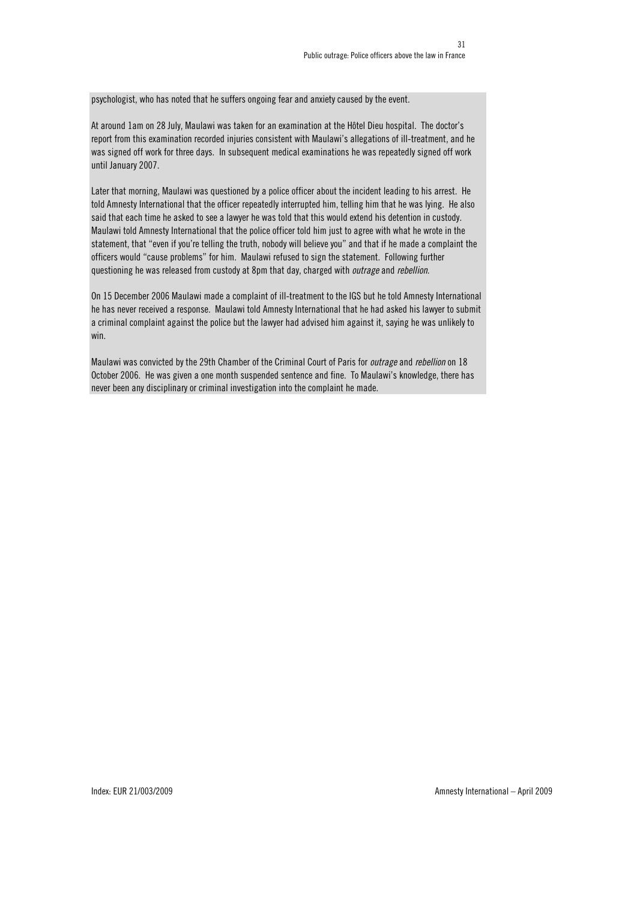psychologist, who has noted that he suffers ongoing fear and anxiety caused by the event.

At around 1am on 28 July, Maulawi was taken for an examination at the Hôtel Dieu hospital. The doctor's report from this examination recorded injuries consistent with Maulawi's allegations of ill-treatment, and he was signed off work for three days. In subsequent medical examinations he was repeatedly signed off work until January 2007.

Later that morning, Maulawi was questioned by a police officer about the incident leading to his arrest. He told Amnesty International that the officer repeatedly interrupted him, telling him that he was lying. He also said that each time he asked to see a lawyer he was told that this would extend his detention in custody. Maulawi told Amnesty International that the police officer told him just to agree with what he wrote in the statement, that "even if you're telling the truth, nobody will believe you" and that if he made a complaint the officers would "cause problems" for him. Maulawi refused to sign the statement. Following further questioning he was released from custody at 8pm that day, charged with *outrage* and *rebellion*.

On 15 December 2006 Maulawi made a complaint of ill-treatment to the IGS but he told Amnesty International he has never received a response. Maulawi told Amnesty International that he had asked his lawyer to submit a criminal complaint against the police but the lawyer had advised him against it, saying he was unlikely to win.

Maulawi was convicted by the 29th Chamber of the Criminal Court of Paris for *outrage* and *rebellion* on 18 October 2006. He was given a one month suspended sentence and fine. To Maulawi's knowledge, there has never been any disciplinary or criminal investigation into the complaint he made.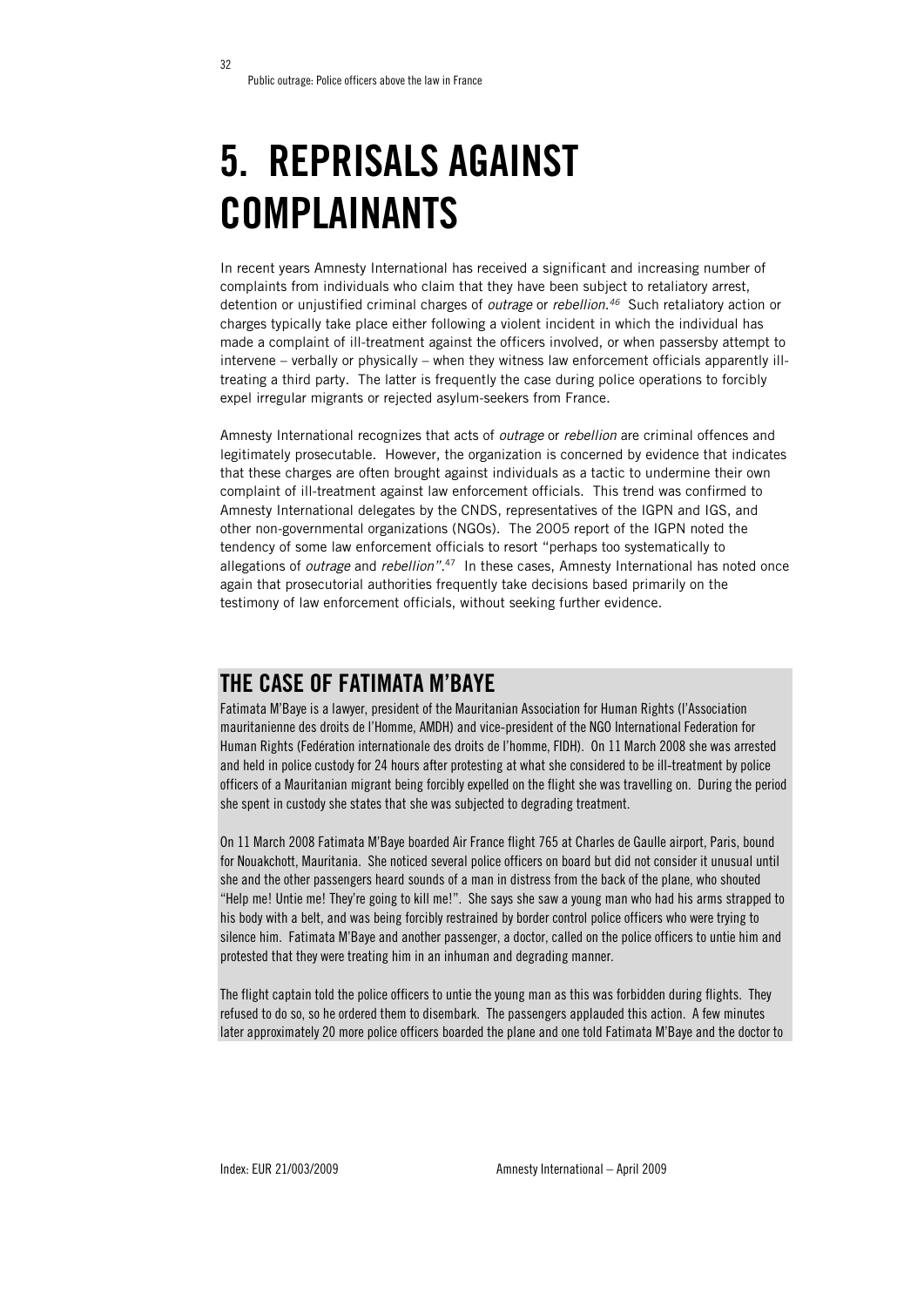# 5. REPRISALS AGAINST COMPLAINANTS

In recent years Amnesty International has received a significant and increasing number of complaints from individuals who claim that they have been subject to retaliatory arrest, detention or unjustified criminal charges of *outrage* or *rebellion*.[46] Such retaliatory action or charges typically take place either following a violent incident in which the individual has made a complaint of ill-treatment against the officers involved, or when passersby attempt to intervene – verbally or physically – when they witness law enforcement officials apparently ill-treating a third party. The latter is frequently the case during police operations to forcibly expel irregular migrants or rejected asylum-seekers from France.

Amnesty International recognizes that acts of *outrage* or *rebellion* are criminal offences and legitimately prosecutable. However, the organization is concerned by evidence that indicates that these charges are often brought against individuals as a tactic to undermine their own complaint of ill-treatment against law enforcement officials. This trend was confirmed to Amnesty International delegates by the CNDS, representatives of the IGPN and IGS, and other non-governmental organizations (NGOs). The 2005 report of the IGPN noted the tendency of some law enforcement officials to resort "perhaps too systematically to allegations of *outrage* and *rebellion*".[47] In these cases, Amnesty International has noted once again that prosecutorial authorities frequently take decisions based primarily on the testimony of law enforcement officials, without seeking further evidence.

## THE CASE OF FATIMATA M'BAYE

Fatimata M'Baye is a lawyer, president of the Mauritanian Association for Human Rights (l'Association mauritanienne des droits de l'Homme, AMDH) and vice-president of the NGO International Federation for Human Rights (Fedération internationale des droits de l'homme, FIDH). On 11 March 2008 she was arrested and held in police custody for 24 hours after protesting at what she considered to be ill-treatment by police officers of a Mauritanian migrant being forcibly expelled on the flight she was travelling on. During the period she spent in custody she states that she was subjected to degrading treatment.

On 11 March 2008 Fatimata M'Baye boarded Air France flight 765 at Charles de Gaulle airport, Paris, bound for Nouakchott, Mauritania. She noticed several police officers on board but did not consider it unusual until she and the other passengers heard sounds of a man in distress from the back of the plane, who shouted "Help me! Untie me! They're going to kill me!". She says she saw a young man who had his arms strapped to his body with a belt, and was being forcibly restrained by border control police officers who were trying to silence him. Fatimata M'Baye and another passenger, a doctor, called on the police officers to untie him and protested that they were treating him in an inhuman and degrading manner.

The flight captain told the police officers to untie the young man as this was forbidden during flights. They refused to do so, so he ordered them to disembark. The passengers applauded this action. A few minutes later approximately 20 more police officers boarded the plane and one told Fatimata M'Baye and the doctor to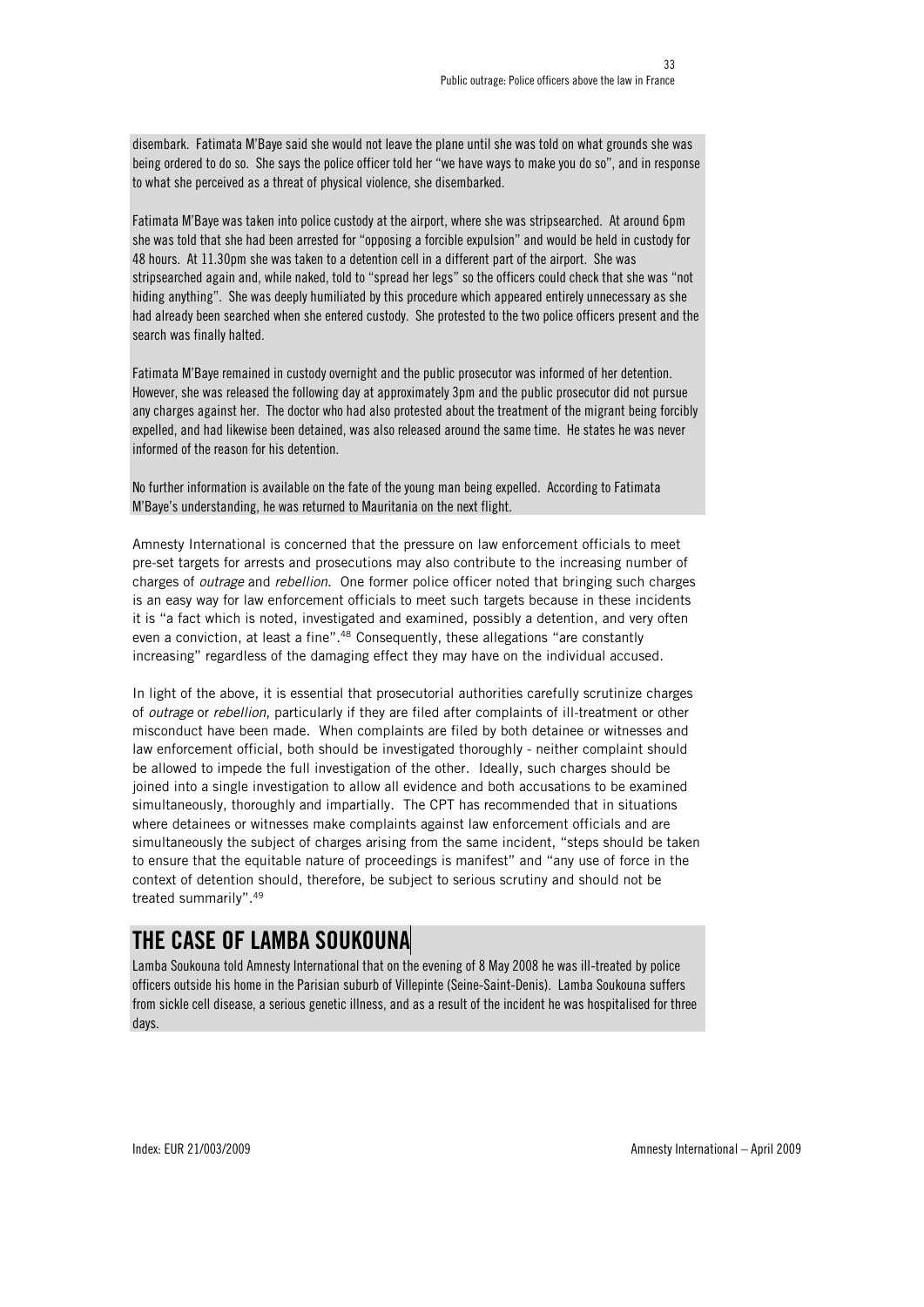disembark. Fatimata M'Baye said she would not leave the plane until she was told on what grounds she was being ordered to do so. She says the police officer told her "we have ways to make you do so", and in response to what she perceived as a threat of physical violence, she disembarked.

Fatimata M'Baye was taken into police custody at the airport, where she was stripsearched. At around 6pm she was told that she had been arrested for "opposing a forcible expulsion" and would be held in custody for 48 hours. At 11.30pm she was taken to a detention cell in a different part of the airport. She was stripsearched again and, while naked, told to "spread her legs" so the officers could check that she was "not hiding anything". She was deeply humiliated by this procedure which appeared entirely unnecessary as she had already been searched when she entered custody. She protested to the two police officers present and the search was finally halted.

Fatimata M'Baye remained in custody overnight and the public prosecutor was informed of her detention. However, she was released the following day at approximately 3pm and the public prosecutor did not pursue any charges against her. The doctor who had also protested about the treatment of the migrant being forcibly expelled, and had likewise been detained, was also released around the same time. He states he was never informed of the reason for his detention.

No further information is available on the fate of the young man being expelled. According to Fatimata M'Baye's understanding, he was returned to Mauritania on the next flight.

Amnesty International is concerned that the pressure on law enforcement officials to meet pre-set targets for arrests and prosecutions may also contribute to the increasing number of charges of *outrage* and *rebellion*. One former police officer noted that bringing such charges is an easy way for law enforcement officials to meet such targets because in these incidents it is "a fact which is noted, investigated and examined, possibly a detention, and very often even a conviction, at least a fine".[48] Consequently, these allegations "are constantly increasing" regardless of the damaging effect they may have on the individual accused.

In light of the above, it is essential that prosecutorial authorities carefully scrutinize charges of *outrage* or *rebellion*, particularly if they are filed after complaints of ill-treatment or other misconduct have been made. When complaints are filed by both detainee or witnesses and law enforcement official, both should be investigated thoroughly - neither complaint should be allowed to impede the full investigation of the other. Ideally, such charges should be joined into a single investigation to allow all evidence and both accusations to be examined simultaneously, thoroughly and impartially. The CPT has recommended that in situations where detainees or witnesses make complaints against law enforcement officials and are simultaneously the subject of charges arising from the same incident, "steps should be taken to ensure that the equitable nature of proceedings is manifest" and "any use of force in the context of detention should, therefore, be subject to serious scrutiny and should not be treated summarily".[49]

## THE CASE OF LAMBA SOUKOUNA

Lamba Soukouna told Amnesty International that on the evening of 8 May 2008 he was ill-treated by police officers outside his home in the Parisian suburb of Villepinte (Seine-Saint-Denis). Lamba Soukouna suffers from sickle cell disease, a serious genetic illness, and as a result of the incident he was hospitalised for three days.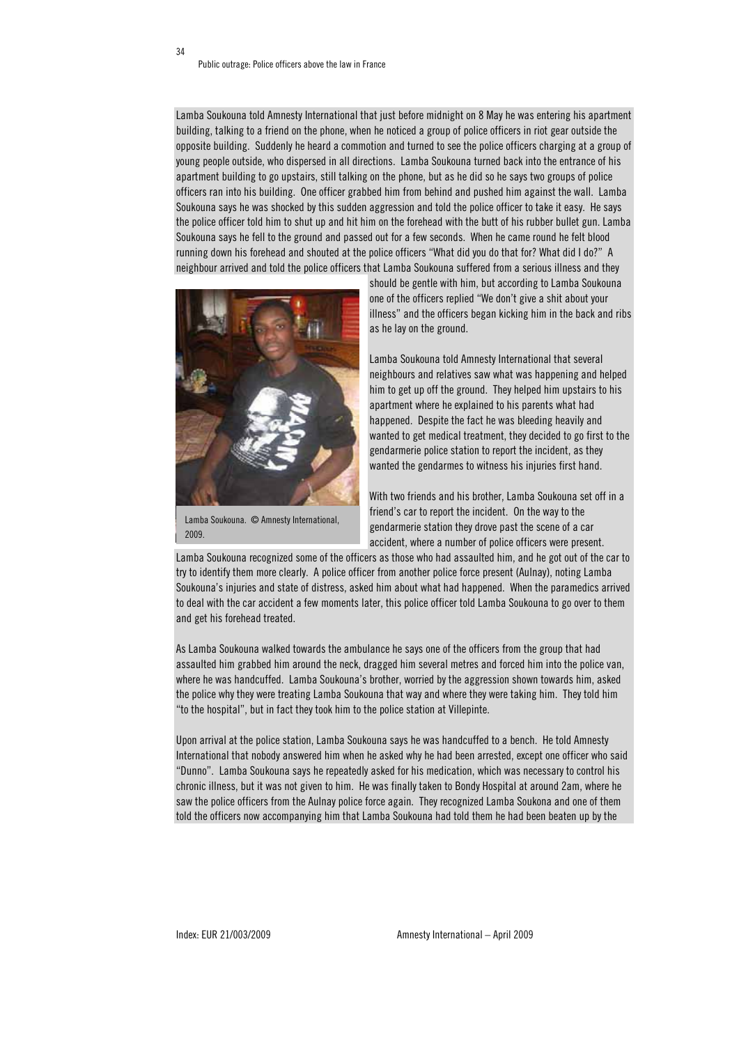Lamba Soukouna told Amnesty International that just before midnight on 8 May he was entering his apartment building, talking to a friend on the phone, when he noticed a group of police officers in riot gear outside the opposite building. Suddenly he heard a commotion and turned to see the police officers charging at a group of young people outside, who dispersed in all directions. Lamba Soukouna turned back into the entrance of his apartment building to go upstairs, still talking on the phone, but as he did so he says two groups of police officers ran into his building. One officer grabbed him from behind and pushed him against the wall. Lamba Soukouna says he was shocked by this sudden aggression and told the police officer to take it easy. He says the police officer told him to shut up and hit him on the forehead with the butt of his rubber bullet gun. Lamba Soukouna says he fell to the ground and passed out for a few seconds. When he came round he felt blood running down his forehead and shouted at the police officers "What did you do that for? What did I do?" A neighbour arrived and told the police officers that Lamba Soukouna suffered from a serious illness and they should be gentle with him, but according to Lamba Soukouna one of the officers replied "We don't give a shit about your illness" and the officers began kicking him in the back and ribs as he lay on the ground.

Lamba Soukouna. © Amnesty International, 2009.

Lamba Soukouna told Amnesty International that several neighbours and relatives saw what was happening and helped him to get up off the ground. They helped him upstairs to his apartment where he explained to his parents what had happened. Despite the fact he was bleeding heavily and wanted to get medical treatment, they decided to go first to the gendarmerie police station to report the incident, as they wanted the gendarmes to witness his injuries first hand.

With two friends and his brother, Lamba Soukouna set off in a friend's car to report the incident. On the way to the gendarmerie station they drove past the scene of a car accident, where a number of police officers were present. Lamba Soukouna recognized some of the officers as those who had assaulted him, and he got out of the car to try to identify them more clearly. A police officer from another police force present (Aulnay), noting Lamba Soukouna's injuries and state of distress, asked him about what had happened. When the paramedics arrived to deal with the car accident a few moments later, this police officer told Lamba Soukouna to go over to them and get his forehead treated.

As Lamba Soukouna walked towards the ambulance he says one of the officers from the group that had assaulted him grabbed him around the neck, dragged him several metres and forced him into the police van, where he was handcuffed. Lamba Soukouna's brother, worried by the aggression shown towards him, asked the police why they were treating Lamba Soukouna that way and where they were taking him. They told him "to the hospital", but in fact they took him to the police station at Villepinte.

Upon arrival at the police station, Lamba Soukouna says he was handcuffed to a bench. He told Amnesty International that nobody answered him when he asked why he had been arrested, except one officer who said "Dunno". Lamba Soukouna says he repeatedly asked for his medication, which was necessary to control his chronic illness, but it was not given to him. He was finally taken to Bondy Hospital at around 2am, where he saw the police officers from the Aulnay police force again. They recognized Lamba Soukona and one of them told the officers now accompanying him that Lamba Soukouna had told them he had been beaten up by the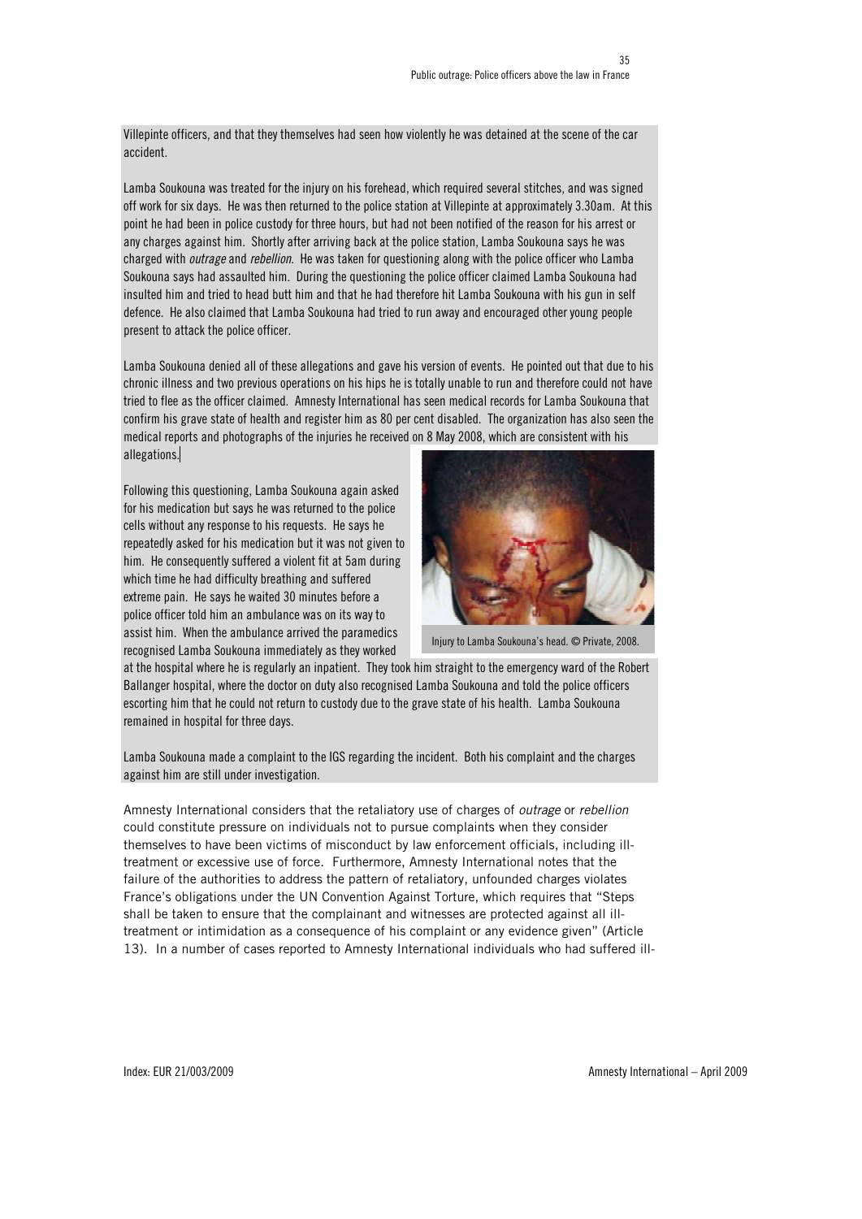Villepinte officers, and that they themselves had seen how violently he was detained at the scene of the car accident.

Lamba Soukouna was treated for the injury on his forehead, which required several stitches, and was signed off work for six days. He was then returned to the police station at Villepinte at approximately 3.30am. At this point he had been in police custody for three hours, but had not been notified of the reason for his arrest or any charges against him. Shortly after arriving back at the police station, Lamba Soukouna says he was charged with *outrage* and *rebellion*. He was taken for questioning along with the police officer who Lamba Soukouna says had assaulted him. During the questioning the police officer claimed Lamba Soukouna had insulted him and tried to head butt him and that he had therefore hit Lamba Soukouna with his gun in self defence. He also claimed that Lamba Soukouna had tried to run away and encouraged other young people present to attack the police officer.

Lamba Soukouna denied all of these allegations and gave his version of events. He pointed out that due to his chronic illness and two previous operations on his hips he is totally unable to run and therefore could not have tried to flee as the officer claimed. Amnesty International has seen medical records for Lamba Soukouna that confirm his grave state of health and register him as 80 per cent disabled. The organization has also seen the medical reports and photographs of the injuries he received on 8 May 2008, which are consistent with his allegations.

Following this questioning, Lamba Soukouna again asked for his medication but says he was returned to the police cells without any response to his requests. He says he repeatedly asked for his medication but it was not given to him. He consequently suffered a violent fit at 5am during which time he had difficulty breathing and suffered extreme pain. He says he waited 30 minutes before a police officer told him an ambulance was on its way to assist him. When the ambulance arrived the paramedics recognised Lamba Soukouna immediately as they worked at the hospital where he is regularly an inpatient. They took him straight to the emergency ward of the Robert Ballanger hospital, where the doctor on duty also recognised Lamba Soukouna and told the police officers escorting him that he could not return to custody due to the grave state of his health. Lamba Soukouna remained in hospital for three days.

Injury to Lamba Soukouna's head. © Private, 2008.

Lamba Soukouna made a complaint to the IGS regarding the incident. Both his complaint and the charges against him are still under investigation.

Amnesty International considers that the retaliatory use of charges of *outrage* or *rebellion* could constitute pressure on individuals not to pursue complaints when they consider themselves to have been victims of misconduct by law enforcement officials, including ill-treatment or excessive use of force. Furthermore, Amnesty International notes that the failure of the authorities to address the pattern of retaliatory, unfounded charges violates France's obligations under the UN Convention Against Torture, which requires that "Steps shall be taken to ensure that the complainant and witnesses are protected against all ill-treatment or intimidation as a consequence of his complaint or any evidence given" (Article 13). In a number of cases reported to Amnesty International individuals who had suffered ill-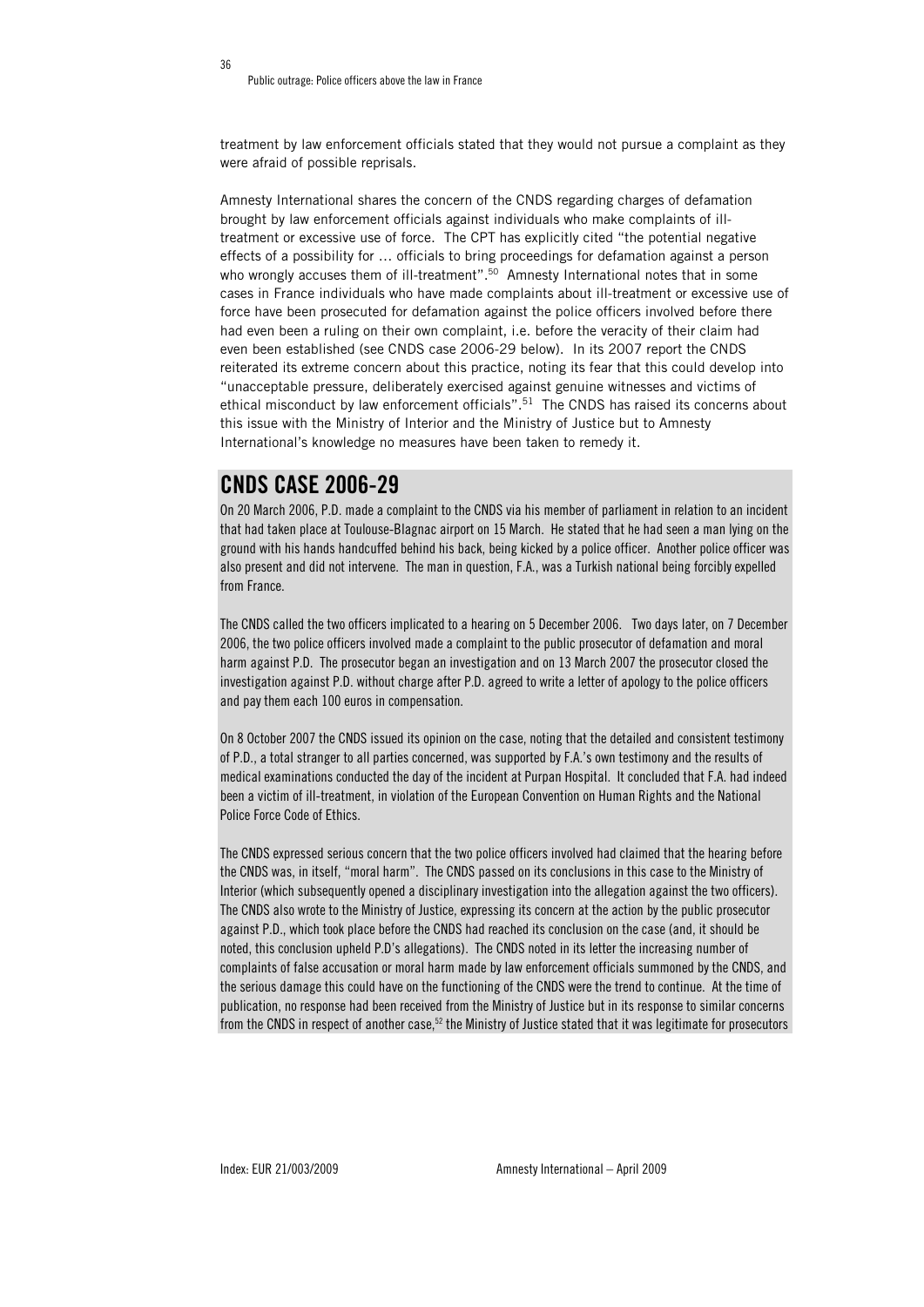treatment by law enforcement officials stated that they would not pursue a complaint as they were afraid of possible reprisals.

Amnesty International shares the concern of the CNDS regarding charges of defamation brought by law enforcement officials against individuals who make complaints of ill-treatment or excessive use of force. The CPT has explicitly cited "the potential negative effects of a possibility for … officials to bring proceedings for defamation against a person who wrongly accuses them of ill-treatment".[50] Amnesty International notes that in some cases in France individuals who have made complaints about ill-treatment or excessive use of force have been prosecuted for defamation against the police officers involved before there had even been a ruling on their own complaint, i.e. before the veracity of their claim had even been established (see CNDS case 2006-29 below). In its 2007 report the CNDS reiterated its extreme concern about this practice, noting its fear that this could develop into "unacceptable pressure, deliberately exercised against genuine witnesses and victims of ethical misconduct by law enforcement officials".[51] The CNDS has raised its concerns about this issue with the Ministry of Interior and the Ministry of Justice but to Amnesty International's knowledge no measures have been taken to remedy it.

## CNDS CASE 2006-29

On 20 March 2006, P.D. made a complaint to the CNDS via his member of parliament in relation to an incident that had taken place at Toulouse-Blagnac airport on 15 March. He stated that he had seen a man lying on the ground with his hands handcuffed behind his back, being kicked by a police officer. Another police officer was also present and did not intervene. The man in question, F.A., was a Turkish national being forcibly expelled from France.

The CNDS called the two officers implicated to a hearing on 5 December 2006. Two days later, on 7 December 2006, the two police officers involved made a complaint to the public prosecutor of defamation and moral harm against P.D. The prosecutor began an investigation and on 13 March 2007 the prosecutor closed the investigation against P.D. without charge after P.D. agreed to write a letter of apology to the police officers and pay them each 100 euros in compensation.

On 8 October 2007 the CNDS issued its opinion on the case, noting that the detailed and consistent testimony of P.D., a total stranger to all parties concerned, was supported by F.A.'s own testimony and the results of medical examinations conducted the day of the incident at Purpan Hospital. It concluded that F.A. had indeed been a victim of ill-treatment, in violation of the European Convention on Human Rights and the National Police Force Code of Ethics.

The CNDS expressed serious concern that the two police officers involved had claimed that the hearing before the CNDS was, in itself, "moral harm". The CNDS passed on its conclusions in this case to the Ministry of Interior (which subsequently opened a disciplinary investigation into the allegation against the two officers). The CNDS also wrote to the Ministry of Justice, expressing its concern at the action by the public prosecutor against P.D., which took place before the CNDS had reached its conclusion on the case (and, it should be noted, this conclusion upheld P.D's allegations). The CNDS noted in its letter the increasing number of complaints of false accusation or moral harm made by law enforcement officials summoned by the CNDS, and the serious damage this could have on the functioning of the CNDS were the trend to continue. At the time of publication, no response had been received from the Ministry of Justice but in its response to similar concerns from the CNDS in respect of another case,[52] the Ministry of Justice stated that it was legitimate for prosecutors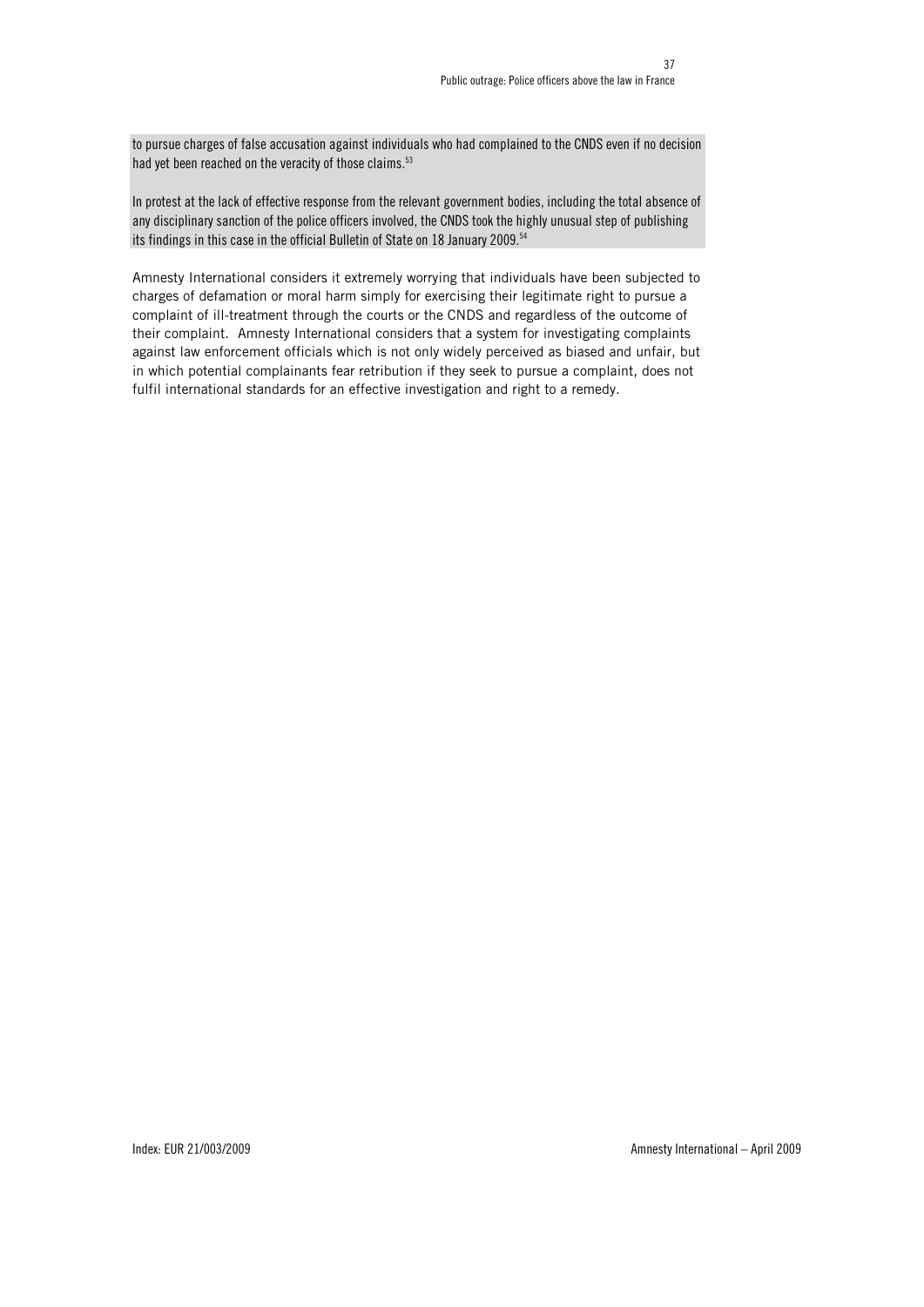to pursue charges of false accusation against individuals who had complained to the CNDS even if no decision had yet been reached on the veracity of those claims.[53]

In protest at the lack of effective response from the relevant government bodies, including the total absence of any disciplinary sanction of the police officers involved, the CNDS took the highly unusual step of publishing its findings in this case in the official Bulletin of State on 18 January 2009.[54]

Amnesty International considers it extremely worrying that individuals have been subjected to charges of defamation or moral harm simply for exercising their legitimate right to pursue a complaint of ill-treatment through the courts or the CNDS and regardless of the outcome of their complaint. Amnesty International considers that a system for investigating complaints against law enforcement officials which is not only widely perceived as biased and unfair, but in which potential complainants fear retribution if they seek to pursue a complaint, does not fulfil international standards for an effective investigation and right to a remedy.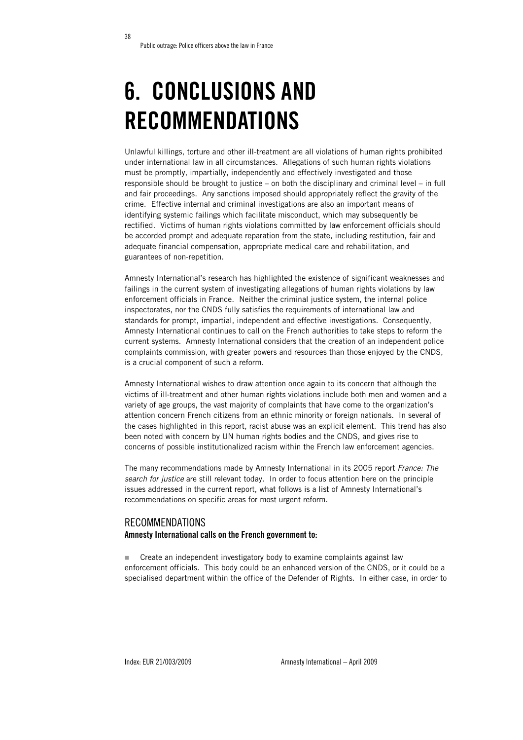# 6. CONCLUSIONS AND RECOMMENDATIONS

Unlawful killings, torture and other ill-treatment are all violations of human rights prohibited under international law in all circumstances. Allegations of such human rights violations must be promptly, impartially, independently and effectively investigated and those responsible should be brought to justice – on both the disciplinary and criminal level – in full and fair proceedings. Any sanctions imposed should appropriately reflect the gravity of the crime. Effective internal and criminal investigations are also an important means of identifying systemic failings which facilitate misconduct, which may subsequently be rectified. Victims of human rights violations committed by law enforcement officials should be accorded prompt and adequate reparation from the state, including restitution, fair and adequate financial compensation, appropriate medical care and rehabilitation, and guarantees of non-repetition.

Amnesty International's research has highlighted the existence of significant weaknesses and failings in the current system of investigating allegations of human rights violations by law enforcement officials in France. Neither the criminal justice system, the internal police inspectorates, nor the CNDS fully satisfies the requirements of international law and standards for prompt, impartial, independent and effective investigations. Consequently, Amnesty International continues to call on the French authorities to take steps to reform the current systems. Amnesty International considers that the creation of an independent police complaints commission, with greater powers and resources than those enjoyed by the CNDS, is a crucial component of such a reform.

Amnesty International wishes to draw attention once again to its concern that although the victims of ill-treatment and other human rights violations include both men and women and a variety of age groups, the vast majority of complaints that have come to the organization's attention concern French citizens from an ethnic minority or foreign nationals. In several of the cases highlighted in this report, racist abuse was an explicit element. This trend has also been noted with concern by UN human rights bodies and the CNDS, and gives rise to concerns of possible institutionalized racism within the French law enforcement agencies.

The many recommendations made by Amnesty International in its 2005 report *France: The search for justice* are still relevant today. In order to focus attention here on the principle issues addressed in the current report, what follows is a list of Amnesty International's recommendations on specific areas for most urgent reform.

## RECOMMENDATIONS

**Amnesty International calls on the French government to:**

- Create an independent investigatory body to examine complaints against law enforcement officials. This body could be an enhanced version of the CNDS, or it could be a specialised department within the office of the Defender of Rights. In either case, in order to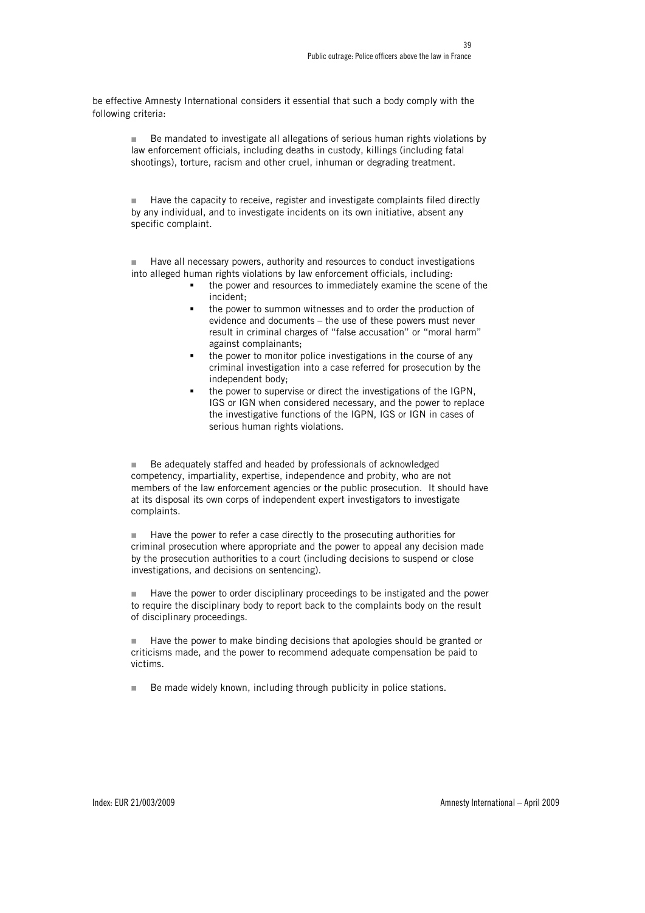be effective Amnesty International considers it essential that such a body comply with the following criteria:

- Be mandated to investigate all allegations of serious human rights violations by law enforcement officials, including deaths in custody, killings (including fatal shootings), torture, racism and other cruel, inhuman or degrading treatment.

- Have the capacity to receive, register and investigate complaints filed directly by any individual, and to investigate incidents on its own initiative, absent any specific complaint.

- Have all necessary powers, authority and resources to conduct investigations into alleged human rights violations by law enforcement officials, including:
  - the power and resources to immediately examine the scene of the incident;
  - the power to summon witnesses and to order the production of evidence and documents – the use of these powers must never result in criminal charges of "false accusation" or "moral harm" against complainants;
  - the power to monitor police investigations in the course of any criminal investigation into a case referred for prosecution by the independent body;
  - the power to supervise or direct the investigations of the IGPN, IGS or IGN when considered necessary, and the power to replace the investigative functions of the IGPN, IGS or IGN in cases of serious human rights violations.

- Be adequately staffed and headed by professionals of acknowledged competency, impartiality, expertise, independence and probity, who are not members of the law enforcement agencies or the public prosecution. It should have at its disposal its own corps of independent expert investigators to investigate complaints.

- Have the power to refer a case directly to the prosecuting authorities for criminal prosecution where appropriate and the power to appeal any decision made by the prosecution authorities to a court (including decisions to suspend or close investigations, and decisions on sentencing).

- Have the power to order disciplinary proceedings to be instigated and the power to require the disciplinary body to report back to the complaints body on the result of disciplinary proceedings.

- Have the power to make binding decisions that apologies should be granted or criticisms made, and the power to recommend adequate compensation be paid to victims.

- Be made widely known, including through publicity in police stations.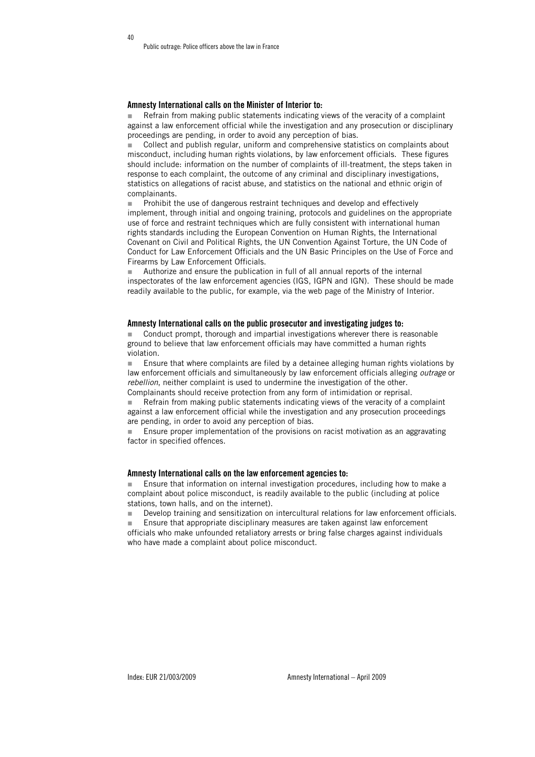### Amnesty International calls on the Minister of Interior to:

- Refrain from making public statements indicating views of the veracity of a complaint against a law enforcement official while the investigation and any prosecution or disciplinary proceedings are pending, in order to avoid any perception of bias.
- Collect and publish regular, uniform and comprehensive statistics on complaints about misconduct, including human rights violations, by law enforcement officials. These figures should include: information on the number of complaints of ill-treatment, the steps taken in response to each complaint, the outcome of any criminal and disciplinary investigations, statistics on allegations of racist abuse, and statistics on the national and ethnic origin of complainants.
- Prohibit the use of dangerous restraint techniques and develop and effectively implement, through initial and ongoing training, protocols and guidelines on the appropriate use of force and restraint techniques which are fully consistent with international human rights standards including the European Convention on Human Rights, the International Covenant on Civil and Political Rights, the UN Convention Against Torture, the UN Code of Conduct for Law Enforcement Officials and the UN Basic Principles on the Use of Force and Firearms by Law Enforcement Officials.
- Authorize and ensure the publication in full of all annual reports of the internal inspectorates of the law enforcement agencies (IGS, IGPN and IGN). These should be made readily available to the public, for example, via the web page of the Ministry of Interior.

### Amnesty International calls on the public prosecutor and investigating judges to:

- Conduct prompt, thorough and impartial investigations wherever there is reasonable ground to believe that law enforcement officials may have committed a human rights violation.
- Ensure that where complaints are filed by a detainee alleging human rights violations by law enforcement officials and simultaneously by law enforcement officials alleging *outrage* or *rebellion*, neither complaint is used to undermine the investigation of the other. Complainants should receive protection from any form of intimidation or reprisal.
- Refrain from making public statements indicating views of the veracity of a complaint against a law enforcement official while the investigation and any prosecution proceedings are pending, in order to avoid any perception of bias.
- Ensure proper implementation of the provisions on racist motivation as an aggravating factor in specified offences.

### Amnesty International calls on the law enforcement agencies to:

- Ensure that information on internal investigation procedures, including how to make a complaint about police misconduct, is readily available to the public (including at police stations, town halls, and on the internet).
- Develop training and sensitization on intercultural relations for law enforcement officials.
- Ensure that appropriate disciplinary measures are taken against law enforcement officials who make unfounded retaliatory arrests or bring false charges against individuals who have made a complaint about police misconduct.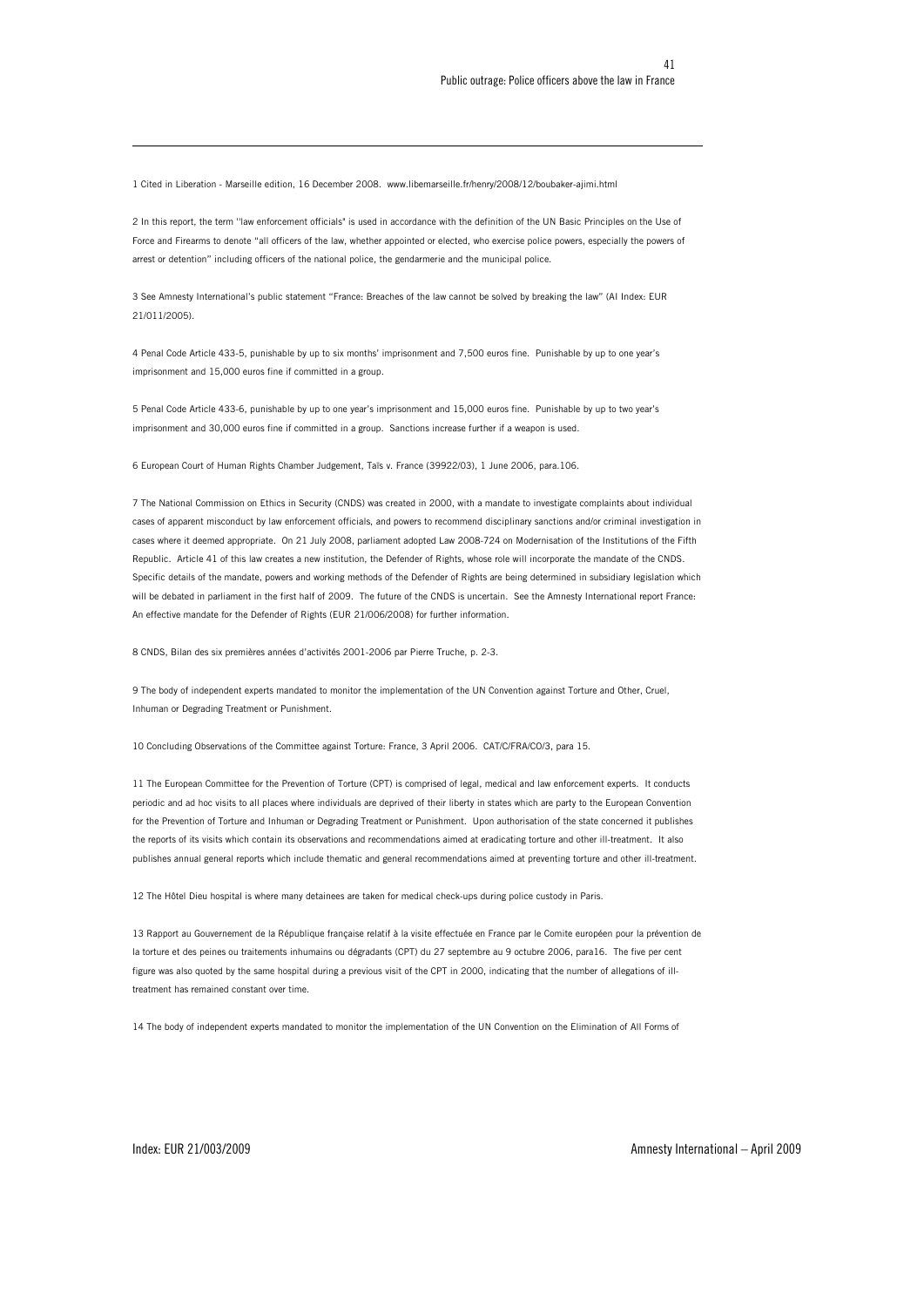1 Cited in Liberation - Marseille edition, 16 December 2008. www.libemarseille.fr/henry/2008/12/boubaker-ajimi.html

2 In this report, the term "law enforcement officials" is used in accordance with the definition of the UN Basic Principles on the Use of Force and Firearms to denote "all officers of the law, whether appointed or elected, who exercise police powers, especially the powers of arrest or detention" including officers of the national police, the gendarmerie and the municipal police.

3 See Amnesty International's public statement "France: Breaches of the law cannot be solved by breaking the law" (AI Index: EUR 21/011/2005).

4 Penal Code Article 433-5, punishable by up to six months' imprisonment and 7,500 euros fine. Punishable by up to one year's imprisonment and 15,000 euros fine if committed in a group.

5 Penal Code Article 433-6, punishable by up to one year's imprisonment and 15,000 euros fine. Punishable by up to two year's imprisonment and 30,000 euros fine if committed in a group. Sanctions increase further if a weapon is used.

6 European Court of Human Rights Chamber Judgement, Taïs v. France (39922/03), 1 June 2006, para.106.

7 The National Commission on Ethics in Security (CNDS) was created in 2000, with a mandate to investigate complaints about individual cases of apparent misconduct by law enforcement officials, and powers to recommend disciplinary sanctions and/or criminal investigation in cases where it deemed appropriate. On 21 July 2008, parliament adopted Law 2008-724 on Modernisation of the Institutions of the Fifth Republic. Article 41 of this law creates a new institution, the Defender of Rights, whose role will incorporate the mandate of the CNDS. Specific details of the mandate, powers and working methods of the Defender of Rights are being determined in subsidiary legislation which will be debated in parliament in the first half of 2009. The future of the CNDS is uncertain. See the Amnesty International report France: An effective mandate for the Defender of Rights (EUR 21/006/2008) for further information.

8 CNDS, Bilan des six premières années d'activités 2001-2006 par Pierre Truche, p. 2-3.

9 The body of independent experts mandated to monitor the implementation of the UN Convention against Torture and Other, Cruel, Inhuman or Degrading Treatment or Punishment.

10 Concluding Observations of the Committee against Torture: France, 3 April 2006. CAT/C/FRA/CO/3, para 15.

11 The European Committee for the Prevention of Torture (CPT) is comprised of legal, medical and law enforcement experts. It conducts periodic and ad hoc visits to all places where individuals are deprived of their liberty in states which are party to the European Convention for the Prevention of Torture and Inhuman or Degrading Treatment or Punishment. Upon authorisation of the state concerned it publishes the reports of its visits which contain its observations and recommendations aimed at eradicating torture and other ill-treatment. It also publishes annual general reports which include thematic and general recommendations aimed at preventing torture and other ill-treatment.

12 The Hôtel Dieu hospital is where many detainees are taken for medical check-ups during police custody in Paris.

13 Rapport au Gouvernement de la République française relatif à la visite effectuée en France par le Comite européen pour la prévention de la torture et des peines ou traitements inhumains ou dégradants (CPT) du 27 septembre au 9 octubre 2006, para16. The five per cent figure was also quoted by the same hospital during a previous visit of the CPT in 2000, indicating that the number of allegations of ill-treatment has remained constant over time.

14 The body of independent experts mandated to monitor the implementation of the UN Convention on the Elimination of All Forms of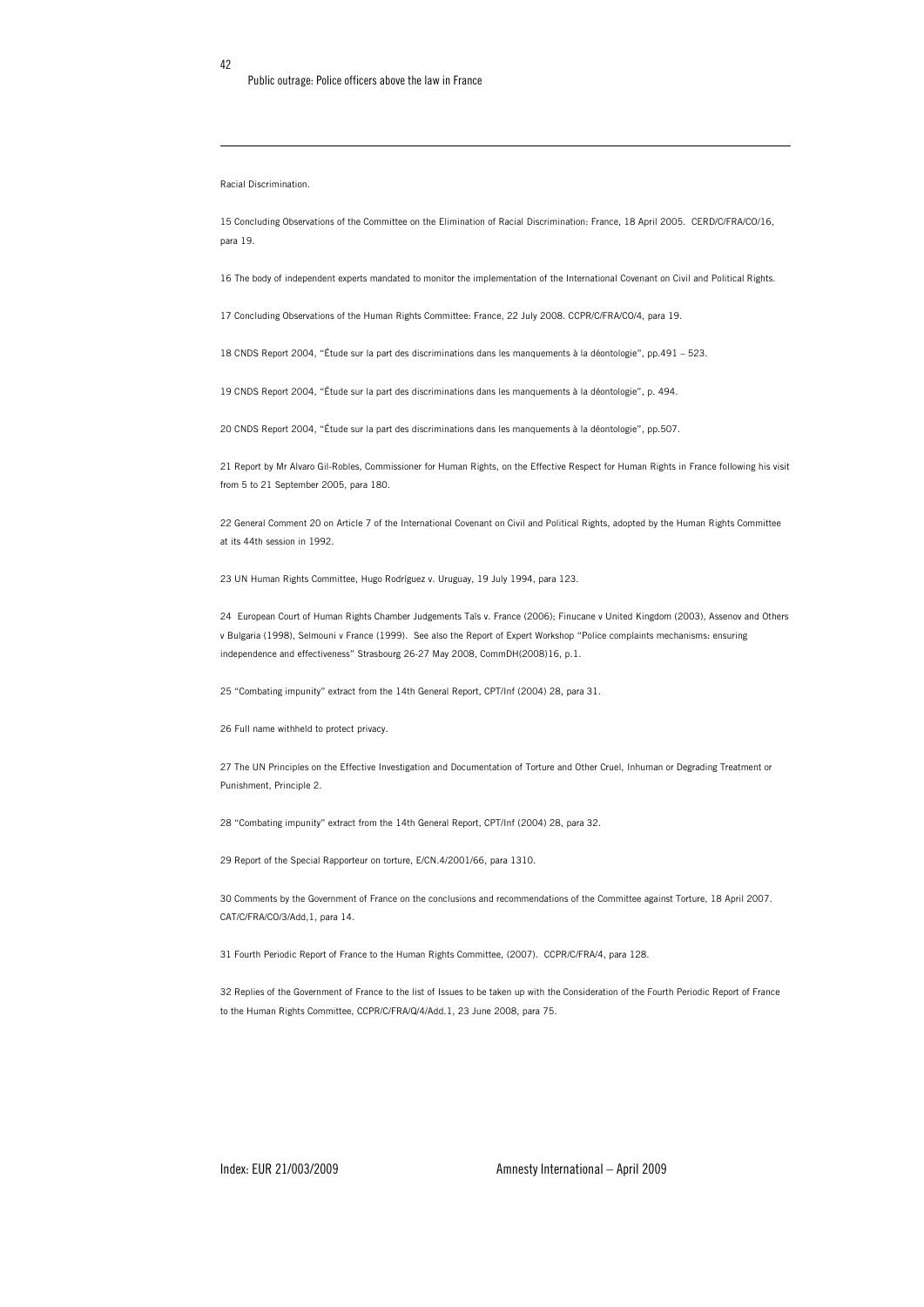Racial Discrimination.

15 Concluding Observations of the Committee on the Elimination of Racial Discrimination: France, 18 April 2005. CERD/C/FRA/CO/16, para 19.

16 The body of independent experts mandated to monitor the implementation of the International Covenant on Civil and Political Rights.

17 Concluding Observations of the Human Rights Committee: France, 22 July 2008. CCPR/C/FRA/CO/4, para 19.

18 CNDS Report 2004, "Étude sur la part des discriminations dans les manquements à la déontologie", pp.491 – 523.

19 CNDS Report 2004, "Étude sur la part des discriminations dans les manquements à la déontologie", p. 494.

20 CNDS Report 2004, "Étude sur la part des discriminations dans les manquements à la déontologie", pp.507.

21 Report by Mr Alvaro Gil-Robles, Commissioner for Human Rights, on the Effective Respect for Human Rights in France following his visit from 5 to 21 September 2005, para 180.

22 General Comment 20 on Article 7 of the International Covenant on Civil and Political Rights, adopted by the Human Rights Committee at its 44th session in 1992.

23 UN Human Rights Committee, Hugo Rodríguez v. Uruguay, 19 July 1994, para 123.

24 European Court of Human Rights Chamber Judgements Taïs v. France (2006); Finucane v United Kingdom (2003), Assenov and Others v Bulgaria (1998), Selmouni v France (1999). See also the Report of Expert Workshop "Police complaints mechanisms: ensuring independence and effectiveness" Strasbourg 26-27 May 2008, CommDH(2008)16, p.1.

25 "Combating impunity" extract from the 14th General Report, CPT/Inf (2004) 28, para 31.

26 Full name withheld to protect privacy.

27 The UN Principles on the Effective Investigation and Documentation of Torture and Other Cruel, Inhuman or Degrading Treatment or Punishment, Principle 2.

28 "Combating impunity" extract from the 14th General Report, CPT/Inf (2004) 28, para 32.

29 Report of the Special Rapporteur on torture, E/CN.4/2001/66, para 1310.

30 Comments by the Government of France on the conclusions and recommendations of the Committee against Torture, 18 April 2007. CAT/C/FRA/CO/3/Add,1, para 14.

31 Fourth Periodic Report of France to the Human Rights Committee, (2007). CCPR/C/FRA/4, para 128.

32 Replies of the Government of France to the list of Issues to be taken up with the Consideration of the Fourth Periodic Report of France to the Human Rights Committee, CCPR/C/FRA/Q/4/Add.1, 23 June 2008, para 75.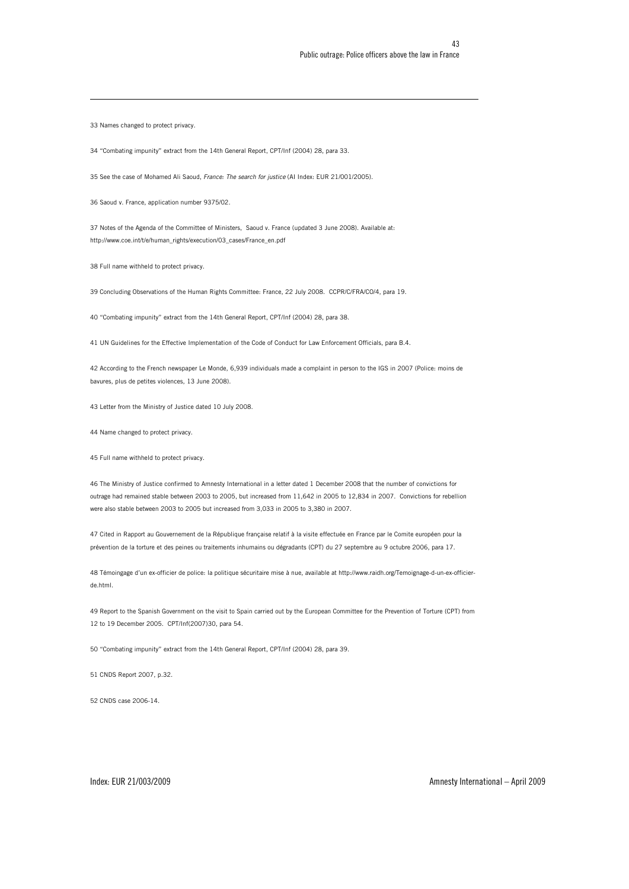33 Names changed to protect privacy.

34 "Combating impunity" extract from the 14th General Report, CPT/Inf (2004) 28, para 33.

35 See the case of Mohamed Ali Saoud, *France: The search for justice* (AI Index: EUR 21/001/2005).

36 Saoud v. France, application number 9375/02.

37 Notes of the Agenda of the Committee of Ministers, Saoud v. France (updated 3 June 2008). Available at: http://www.coe.int/t/e/human_rights/execution/03_cases/France_en.pdf

38 Full name withheld to protect privacy.

39 Concluding Observations of the Human Rights Committee: France, 22 July 2008. CCPR/C/FRA/CO/4, para 19.

40 "Combating impunity" extract from the 14th General Report, CPT/Inf (2004) 28, para 38.

41 UN Guidelines for the Effective Implementation of the Code of Conduct for Law Enforcement Officials, para B.4.

42 According to the French newspaper Le Monde, 6,939 individuals made a complaint in person to the IGS in 2007 (Police: moins de bavures, plus de petites violences, 13 June 2008).

43 Letter from the Ministry of Justice dated 10 July 2008.

44 Name changed to protect privacy.

45 Full name withheld to protect privacy.

46 The Ministry of Justice confirmed to Amnesty International in a letter dated 1 December 2008 that the number of convictions for outrage had remained stable between 2003 to 2005, but increased from 11,642 in 2005 to 12,834 in 2007. Convictions for rebellion were also stable between 2003 to 2005 but increased from 3,033 in 2005 to 3,380 in 2007.

47 Cited in Rapport au Gouvernement de la République française relatif à la visite effectuée en France par le Comite européen pour la prévention de la torture et des peines ou traitements inhumains ou dégradants (CPT) du 27 septembre au 9 octubre 2006, para 17.

48 Témoingage d'un ex-officier de police: la politique sécuritaire mise à nue, available at http://www.raidh.org/Temoignage-d-un-ex-officier-de.html.

49 Report to the Spanish Government on the visit to Spain carried out by the European Committee for the Prevention of Torture (CPT) from 12 to 19 December 2005. CPT/Inf(2007)30, para 54.

50 "Combating impunity" extract from the 14th General Report, CPT/Inf (2004) 28, para 39.

51 CNDS Report 2007, p.32.

52 CNDS case 2006-14.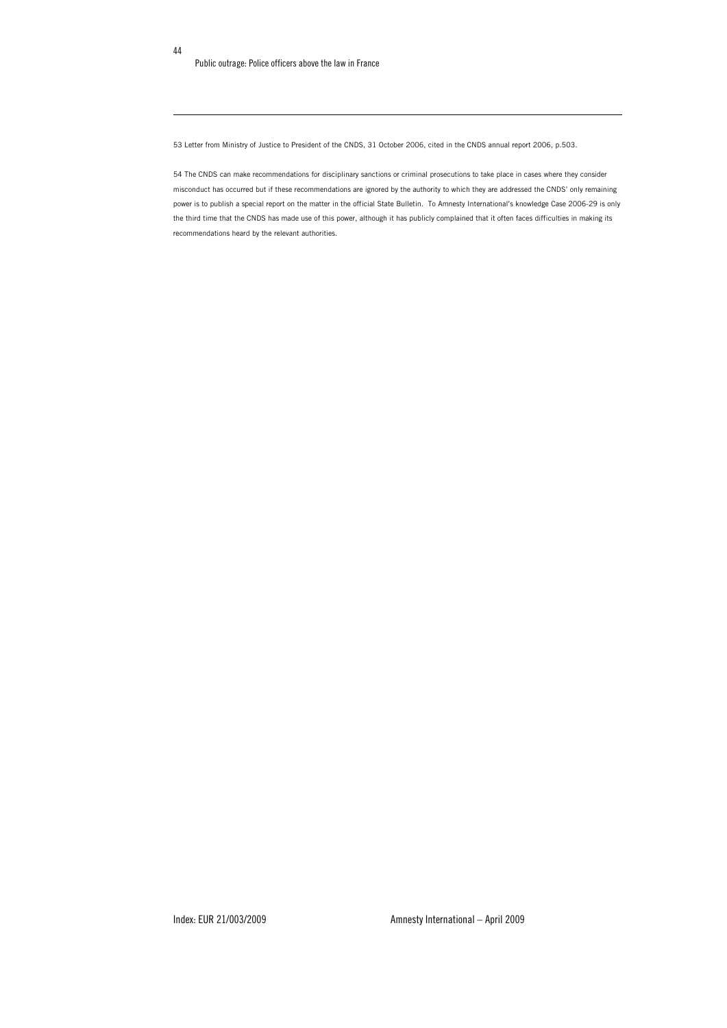53 Letter from Ministry of Justice to President of the CNDS, 31 October 2006, cited in the CNDS annual report 2006, p.503.

54 The CNDS can make recommendations for disciplinary sanctions or criminal prosecutions to take place in cases where they consider misconduct has occurred but if these recommendations are ignored by the authority to which they are addressed the CNDS' only remaining power is to publish a special report on the matter in the official State Bulletin. To Amnesty International's knowledge Case 2006-29 is only the third time that the CNDS has made use of this power, although it has publicly complained that it often faces difficulties in making its recommendations heard by the relevant authorities.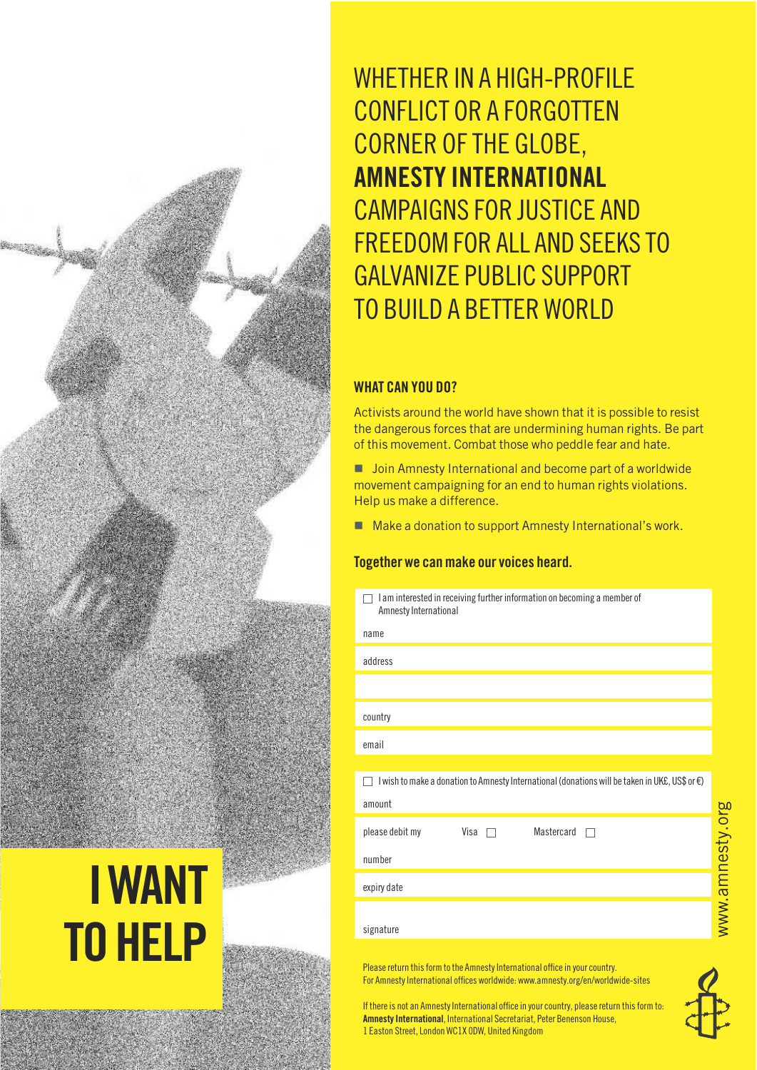# I WANT TO HELP

WHETHER IN A HIGH-PROFILE CONFLICT OR A FORGOTTEN CORNER OF THE GLOBE, **AMNESTY INTERNATIONAL** CAMPAIGNS FOR JUSTICE AND FREEDOM FOR ALL AND SEEKS TO GALVANIZE PUBLIC SUPPORT TO BUILD A BETTER WORLD

### WHAT CAN YOU DO?

Activists around the world have shown that it is possible to resist the dangerous forces that are undermining human rights. Be part of this movement. Combat those who peddle fear and hate.

- Join Amnesty International and become part of a worldwide movement campaigning for an end to human rights violations. Help us make a difference.
- Make a donation to support Amnesty International's work.

**Together we can make our voices heard.**

☐ I am interested in receiving further information on becoming a member of Amnesty International

name

address

country

email

☐ I wish to make a donation to Amnesty International (donations will be taken in UK£, US$ or €)

amount

please debit my    Visa ☐    Mastercard ☐

number

expiry date

signature

Please return this form to the Amnesty International office in your country.
For Amnesty International offices worldwide: www.amnesty.org/en/worldwide-sites

If there is not an Amnesty International office in your country, please return this form to:
**Amnesty International**, International Secretariat, Peter Benenson House, 1 Easton Street, London WC1X 0DW, United Kingdom

www.amnesty.org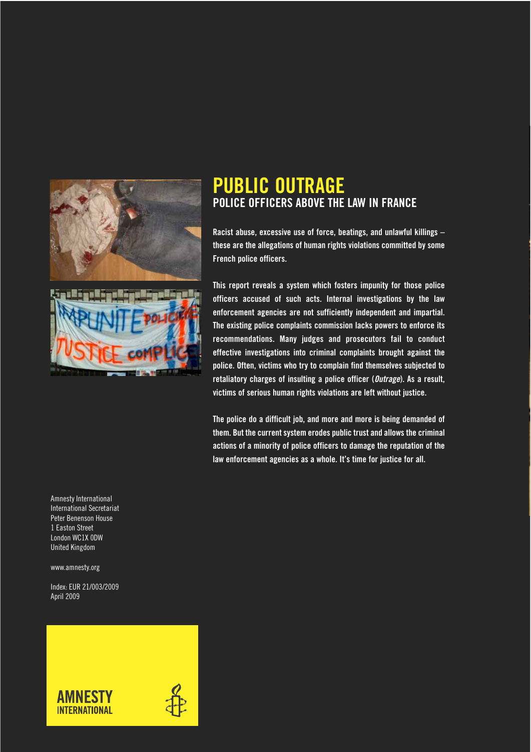# PUBLIC OUTRAGE

## POLICE OFFICERS ABOVE THE LAW IN FRANCE

**Racist abuse, excessive use of force, beatings, and unlawful killings – these are the allegations of human rights violations committed by some French police officers.**

**This report reveals a system which fosters impunity for those police officers accused of such acts. Internal investigations by the law enforcement agencies are not sufficiently independent and impartial. The existing police complaints commission lacks powers to enforce its recommendations. Many judges and prosecutors fail to conduct effective investigations into criminal complaints brought against the police. Often, victims who try to complain find themselves subjected to retaliatory charges of insulting a police officer (*Outrage*). As a result, victims of serious human rights violations are left without justice.**

**The police do a difficult job, and more and more is being demanded of them. But the current system erodes public trust and allows the criminal actions of a minority of police officers to damage the reputation of the law enforcement agencies as a whole. It's time for justice for all.**

Amnesty International
International Secretariat
Peter Benenson House
1 Easton Street
London WC1X 0DW
United Kingdom

www.amnesty.org

Index: EUR 21/003/2009
April 2009

AMNESTY INTERNATIONAL